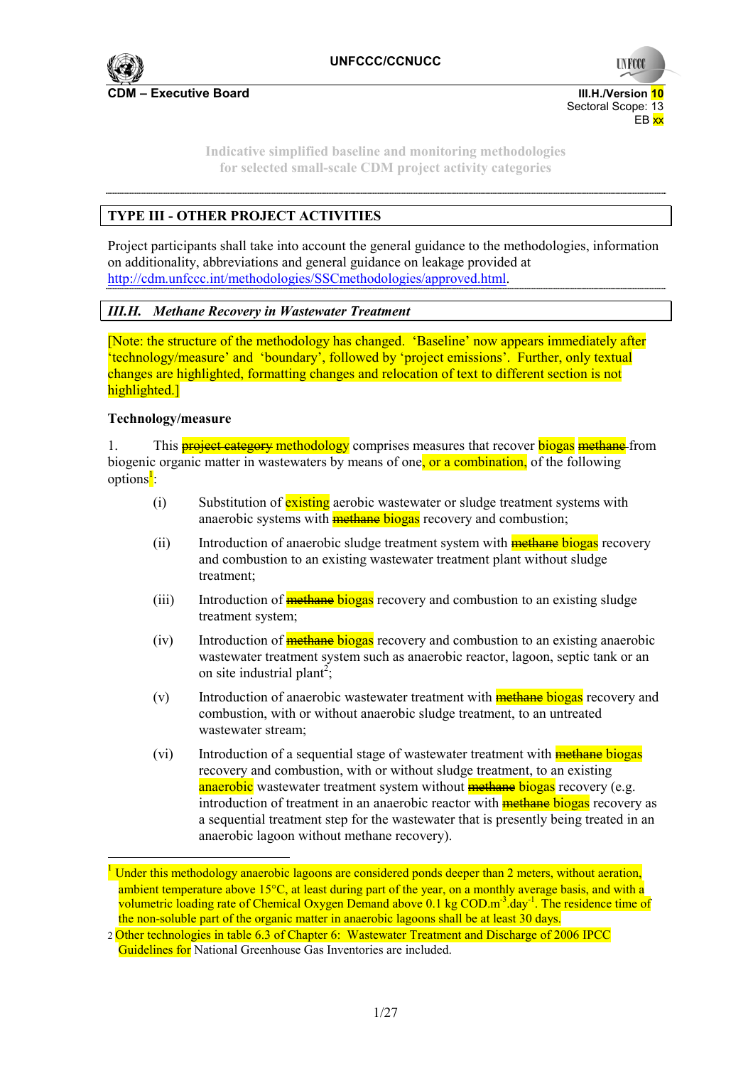UNFCCC/CCNUCC

**CDM – Executive Board**

III.H./Version 10
Sectoral Scope: 13
EB xx

Indicative simplified baseline and monitoring methodologies
for selected small-scale CDM project activity categories

## TYPE III - OTHER PROJECT ACTIVITIES

Project participants shall take into account the general guidance to the methodologies, information on additionality, abbreviations and general guidance on leakage provided at http://cdm.unfccc.int/methodologies/SSCmethodologies/approved.html.

## *III.H. Methane Recovery in Wastewater Treatment*

[Note: the structure of the methodology has changed. 'Baseline' now appears immediately after 'technology/measure' and 'boundary', followed by 'project emissions'. Further, only textual changes are highlighted, formatting changes and relocation of text to different section is not highlighted.]

### Technology/measure

1. This ~~project category~~ methodology comprises measures that recover biogas ~~methane~~ from biogenic organic matter in wastewaters by means of one, or a combination, of the following options[1]:

   (i) Substitution of existing aerobic wastewater or sludge treatment systems with anaerobic systems with ~~methane~~ biogas recovery and combustion;

   (ii) Introduction of anaerobic sludge treatment system with ~~methane~~ biogas recovery and combustion to an existing wastewater treatment plant without sludge treatment;

   (iii) Introduction of ~~methane~~ biogas recovery and combustion to an existing sludge treatment system;

   (iv) Introduction of ~~methane~~ biogas recovery and combustion to an existing anaerobic wastewater treatment system such as anaerobic reactor, lagoon, septic tank or an on site industrial plant[2];

   (v) Introduction of anaerobic wastewater treatment with ~~methane~~ biogas recovery and combustion, with or without anaerobic sludge treatment, to an untreated wastewater stream;

   (vi) Introduction of a sequential stage of wastewater treatment with ~~methane~~ biogas recovery and combustion, with or without sludge treatment, to an existing anaerobic wastewater treatment system without ~~methane~~ biogas recovery (e.g. introduction of treatment in an anaerobic reactor with ~~methane~~ biogas recovery as a sequential treatment step for the wastewater that is presently being treated in an anaerobic lagoon without methane recovery).

---

[1] Under this methodology anaerobic lagoons are considered ponds deeper than 2 meters, without aeration, ambient temperature above 15°C, at least during part of the year, on a monthly average basis, and with a volumetric loading rate of Chemical Oxygen Demand above 0.1 kg COD.$m^{-3}$.$day^{-1}$. The residence time of the non-soluble part of the organic matter in anaerobic lagoons shall be at least 30 days.

[2] Other technologies in table 6.3 of Chapter 6: Wastewater Treatment and Discharge of 2006 IPCC Guidelines for National Greenhouse Gas Inventories are included.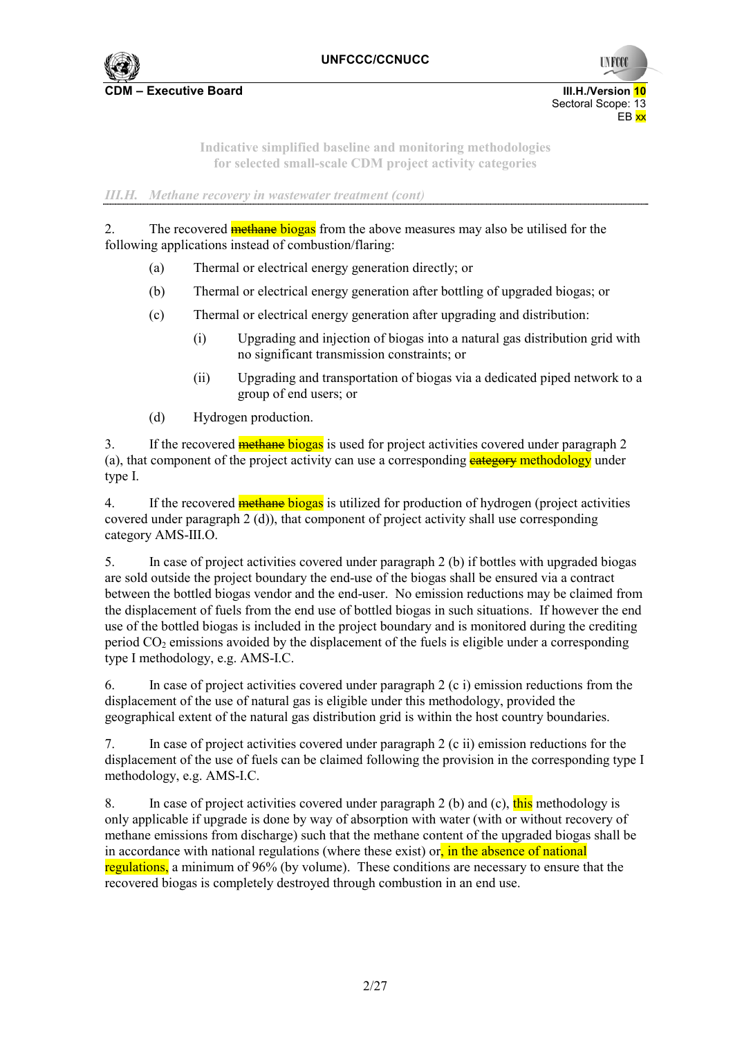*III.H. Methane recovery in wastewater treatment (cont)*

2. The recovered ~~methane~~ biogas from the above measures may also be utilised for the following applications instead of combustion/flaring:

- (a) Thermal or electrical energy generation directly; or
- (b) Thermal or electrical energy generation after bottling of upgraded biogas; or
- (c) Thermal or electrical energy generation after upgrading and distribution:
  - (i) Upgrading and injection of biogas into a natural gas distribution grid with no significant transmission constraints; or
  - (ii) Upgrading and transportation of biogas via a dedicated piped network to a group of end users; or
- (d) Hydrogen production.

3. If the recovered ~~methane~~ biogas is used for project activities covered under paragraph 2 (a), that component of the project activity can use a corresponding ~~category~~ methodology under type I.

4. If the recovered ~~methane~~ biogas is utilized for production of hydrogen (project activities covered under paragraph 2 (d)), that component of project activity shall use corresponding category AMS-III.O.

5. In case of project activities covered under paragraph 2 (b) if bottles with upgraded biogas are sold outside the project boundary the end-use of the biogas shall be ensured via a contract between the bottled biogas vendor and the end-user. No emission reductions may be claimed from the displacement of fuels from the end use of bottled biogas in such situations. If however the end use of the bottled biogas is included in the project boundary and is monitored during the crediting period $CO_2$ emissions avoided by the displacement of the fuels is eligible under a corresponding type I methodology, e.g. AMS-I.C.

6. In case of project activities covered under paragraph 2 (c i) emission reductions from the displacement of the use of natural gas is eligible under this methodology, provided the geographical extent of the natural gas distribution grid is within the host country boundaries.

7. In case of project activities covered under paragraph 2 (c ii) emission reductions for the displacement of the use of fuels can be claimed following the provision in the corresponding type I methodology, e.g. AMS-I.C.

8. In case of project activities covered under paragraph 2 (b) and (c), this methodology is only applicable if upgrade is done by way of absorption with water (with or without recovery of methane emissions from discharge) such that the methane content of the upgraded biogas shall be in accordance with national regulations (where these exist) or, in the absence of national regulations, a minimum of 96% (by volume). These conditions are necessary to ensure that the recovered biogas is completely destroyed through combustion in an end use.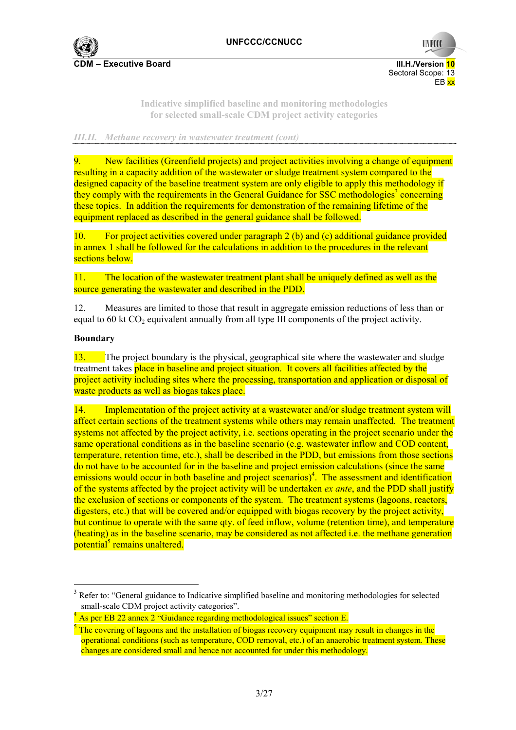*III.H. Methane recovery in wastewater treatment (cont)*

9. New facilities (Greenfield projects) and project activities involving a change of equipment resulting in a capacity addition of the wastewater or sludge treatment system compared to the designed capacity of the baseline treatment system are only eligible to apply this methodology if they comply with the requirements in the General Guidance for SSC methodologies[3] concerning these topics. In addition the requirements for demonstration of the remaining lifetime of the equipment replaced as described in the general guidance shall be followed.

10. For project activities covered under paragraph 2 (b) and (c) additional guidance provided in annex 1 shall be followed for the calculations in addition to the procedures in the relevant sections below.

11. The location of the wastewater treatment plant shall be uniquely defined as well as the source generating the wastewater and described in the PDD.

12. Measures are limited to those that result in aggregate emission reductions of less than or equal to 60 kt $CO_2$ equivalent annually from all type III components of the project activity.

**Boundary**

13. The project boundary is the physical, geographical site where the wastewater and sludge treatment takes place in baseline and project situation. It covers all facilities affected by the project activity including sites where the processing, transportation and application or disposal of waste products as well as biogas takes place.

14. Implementation of the project activity at a wastewater and/or sludge treatment system will affect certain sections of the treatment systems while others may remain unaffected. The treatment systems not affected by the project activity, i.e. sections operating in the project scenario under the same operational conditions as in the baseline scenario (e.g. wastewater inflow and COD content, temperature, retention time, etc.), shall be described in the PDD, but emissions from those sections do not have to be accounted for in the baseline and project emission calculations (since the same emissions would occur in both baseline and project scenarios)[4]. The assessment and identification of the systems affected by the project activity will be undertaken *ex ante*, and the PDD shall justify the exclusion of sections or components of the system. The treatment systems (lagoons, reactors, digesters, etc.) that will be covered and/or equipped with biogas recovery by the project activity, but continue to operate with the same qty. of feed inflow, volume (retention time), and temperature (heating) as in the baseline scenario, may be considered as not affected i.e. the methane generation potential[5] remains unaltered.

---

[3] Refer to: "General guidance to Indicative simplified baseline and monitoring methodologies for selected small-scale CDM project activity categories".

[4] As per EB 22 annex 2 "Guidance regarding methodological issues" section E.

[5] The covering of lagoons and the installation of biogas recovery equipment may result in changes in the operational conditions (such as temperature, COD removal, etc.) of an anaerobic treatment system. These changes are considered small and hence not accounted for under this methodology.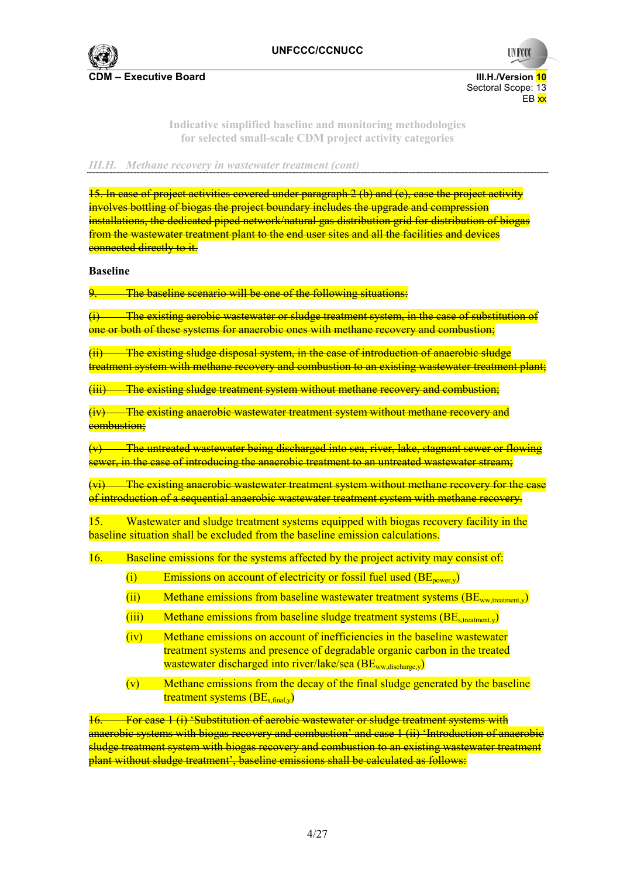*III.H. Methane recovery in wastewater treatment (cont)*

~~15. In case of project activities covered under paragraph 2 (b) and (c), case the project activity involves bottling of biogas the project boundary includes the upgrade and compression installations, the dedicated piped network/natural gas distribution grid for distribution of biogas from the wastewater treatment plant to the end user sites and all the facilities and devices connected directly to it.~~

**Baseline**

~~9. The baseline scenario will be one of the following situations:~~

~~(i) The existing aerobic wastewater or sludge treatment system, in the case of substitution of one or both of these systems for anaerobic ones with methane recovery and combustion;~~

~~(ii) The existing sludge disposal system, in the case of introduction of anaerobic sludge treatment system with methane recovery and combustion to an existing wastewater treatment plant;~~

~~(iii) The existing sludge treatment system without methane recovery and combustion;~~

~~(iv) The existing anaerobic wastewater treatment system without methane recovery and combustion;~~

~~(v) The untreated wastewater being discharged into sea, river, lake, stagnant sewer or flowing sewer, in the case of introducing the anaerobic treatment to an untreated wastewater stream;~~

~~(vi) The existing anaerobic wastewater treatment system without methane recovery for the case of introduction of a sequential anaerobic wastewater treatment system with methane recovery.~~

15. Wastewater and sludge treatment systems equipped with biogas recovery facility in the baseline situation shall be excluded from the baseline emission calculations.

16. Baseline emissions for the systems affected by the project activity may consist of:

(i) Emissions on account of electricity or fossil fuel used ($BE_{power,y}$)

(ii) Methane emissions from baseline wastewater treatment systems ($BE_{ww,treatment,y}$)

(iii) Methane emissions from baseline sludge treatment systems ($BE_{s,treatment,y}$)

(iv) Methane emissions on account of inefficiencies in the baseline wastewater treatment systems and presence of degradable organic carbon in the treated wastewater discharged into river/lake/sea ($BE_{ww,discharge,y}$)

(v) Methane emissions from the decay of the final sludge generated by the baseline treatment systems ($BE_{s,final,y}$)

~~16. For case 1 (i) 'Substitution of aerobic wastewater or sludge treatment systems with anaerobic systems with biogas recovery and combustion' and case 1 (ii) 'Introduction of anaerobic sludge treatment system with biogas recovery and combustion to an existing wastewater treatment plant without sludge treatment', baseline emissions shall be calculated as follows:~~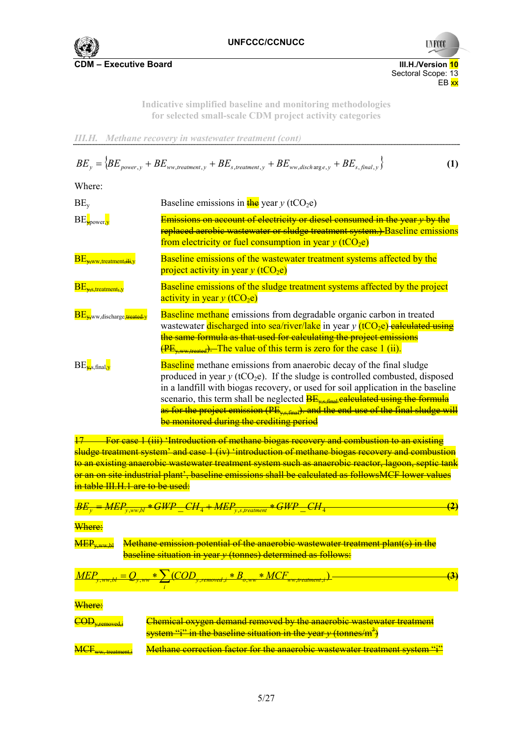III.H./Version 10
Sectoral Scope: 13
EB xx

Indicative simplified baseline and monitoring methodologies
for selected small-scale CDM project activity categories

*III.H. Methane recovery in wastewater treatment (cont)*

$$BE_y = \{BE_{power,y} + BE_{ww,treatment,y} + BE_{s,treatment,y} + BE_{ww,discharge,y} + BE_{s,final,y}\} \quad (1)$$

Where:

| | |
|---|---|
| $BE_y$ | Baseline emissions in ~~the~~ year $y$ ($tCO_2e$) |
| $BE_{y,power,y}$ | ~~Emissions on account of electricity or diesel consumed in the year $y$ by the replaced aerobic wastewater or sludge treatment system.)~~ Baseline emissions from electricity or fuel consumption in year $y$ ($tCO_2e$) |
| $BE_{y,ww,treatment,iii,y}$ | Baseline emissions of the wastewater treatment systems affected by the project activity in year $y$ ($tCO_2e$) |
| $BE_{y,s,treatment,y}$ | Baseline emissions of the sludge treatment systems affected by the project activity in year $y$ ($tCO_2e$) |
| $BE_{y,ww,discharge,treated,y}$ | Baseline methane emissions from degradable organic carbon in treated wastewater discharged into sea/river/lake in year $y$ ($tCO_2e$) ~~calculated using the same formula as that used for calculating the project emissions ($PE_{y,ww,treated}$).~~ The value of this term is zero for the case 1 (ii). |
| $BE_{y,s,final,y}$ | Baseline methane emissions from anaerobic decay of the final sludge produced in year $y$ ($tCO_2e$). If the sludge is controlled combusted, disposed in a landfill with biogas recovery, or used for soil application in the baseline scenario, this term shall be neglected ~~$BE_{y,s,final}$ calculated using the formula as for the project emission ($PE_{y,s,final}$), and the end use of the final sludge will be monitored during the crediting period~~ |

~~17 For case 1 (iii) 'Introduction of methane biogas recovery and combustion to an existing sludge treatment system' and case 1 (iv) 'introduction of methane biogas recovery and combustion to an existing anaerobic wastewater treatment system such as anaerobic reactor, lagoon, septic tank or an on site industrial plant', baseline emissions shall be calculated as followsMCF lower values in table III.H.1 are to be used:~~

$$\sout{BE_y = MEP_{y,ww,bl} * GWP\_CH_4 + MEP_{y,s,treatment} * GWP\_CH_4} \quad \sout{(2)}$$

~~Where:~~

| | |
|---|---|
| ~~$MEP_{y,ww,bl}$~~ | ~~Methane emission potential of the anaerobic wastewater treatment plant(s) in the baseline situation in year $y$ (tonnes) determined as follows:~~ |

$$\sout{MEP_{y,ww,bl} = Q_{y,ww} * \sum_i (COD_{y,removed,i} * B_{o,ww} * MCF_{ww,treatment,i})} \quad \sout{(3)}$$

~~Where:~~

| | |
|---|---|
| ~~$COD_{y,removed,i}$~~ | ~~Chemical oxygen demand removed by the anaerobic wastewater treatment system "i" in the baseline situation in the year $y$ ($tonnes/m^3$)~~ |
| ~~$MCF_{ww,treatment,i}$~~ | ~~Methane correction factor for the anaerobic wastewater treatment system "i"~~ |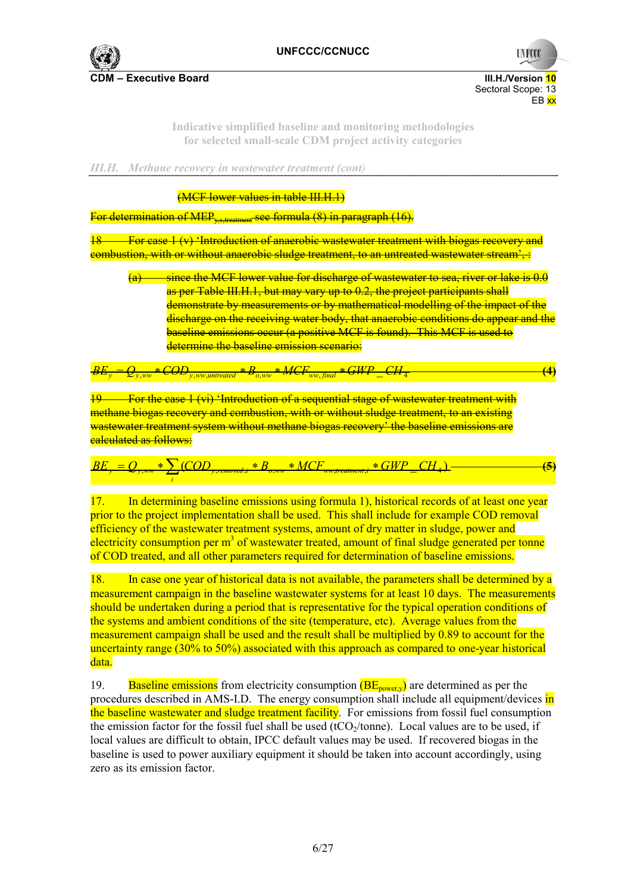Indicative simplified baseline and monitoring methodologies for selected small-scale CDM project activity categories

*III.H. Methane recovery in wastewater treatment (cont)*

~~(MCF lower values in table III.H.1)~~

~~For determination of $MEP_{y,s,treatment}$ see formula (8) in paragraph (16).~~

~~18 For case 1 (v) 'Introduction of anaerobic wastewater treatment with biogas recovery and combustion, with or without anaerobic sludge treatment, to an untreated wastewater stream', :~~

~~(a) since the MCF lower value for discharge of wastewater to sea, river or lake is 0.0 as per Table III.H.1, but may vary up to 0.2, the project participants shall demonstrate by measurements or by mathematical modelling of the impact of the discharge on the receiving water body, that anaerobic conditions do appear and the baseline emissions occur (a positive MCF is found). This MCF is used to determine the baseline emission scenario:~~

$$BE_y = Q_{y,ww} * COD_{y,ww,untreated} * B_{o,ww} * MCF_{ww,final} * GWP\_CH_4 \quad (4)$$

~~19 For the case 1 (vi) 'Introduction of a sequential stage of wastewater treatment with methane biogas recovery and combustion, with or without sludge treatment, to an existing wastewater treatment system without methane biogas recovery' the baseline emissions are calculated as follows:~~

$$BE_y = Q_{y,ww} * \sum_i (COD_{y,removed,i} * B_{o,ww} * MCF_{ww,treatment,i} * GWP\_CH_4) \quad (5)$$

17. In determining baseline emissions using formula 1), historical records of at least one year prior to the project implementation shall be used. This shall include for example COD removal efficiency of the wastewater treatment systems, amount of dry matter in sludge, power and electricity consumption per m[3] of wastewater treated, amount of final sludge generated per tonne of COD treated, and all other parameters required for determination of baseline emissions.

18. In case one year of historical data is not available, the parameters shall be determined by a measurement campaign in the baseline wastewater systems for at least 10 days. The measurements should be undertaken during a period that is representative for the typical operation conditions of the systems and ambient conditions of the site (temperature, etc). Average values from the measurement campaign shall be used and the result shall be multiplied by 0.89 to account for the uncertainty range (30% to 50%) associated with this approach as compared to one-year historical data.

19. Baseline emissions from electricity consumption ($BE_{power,y}$) are determined as per the procedures described in AMS-I.D. The energy consumption shall include all equipment/devices in the baseline wastewater and sludge treatment facility. For emissions from fossil fuel consumption the emission factor for the fossil fuel shall be used ($tCO_2$/tonne). Local values are to be used, if local values are difficult to obtain, IPCC default values may be used. If recovered biogas in the baseline is used to power auxiliary equipment it should be taken into account accordingly, using zero as its emission factor.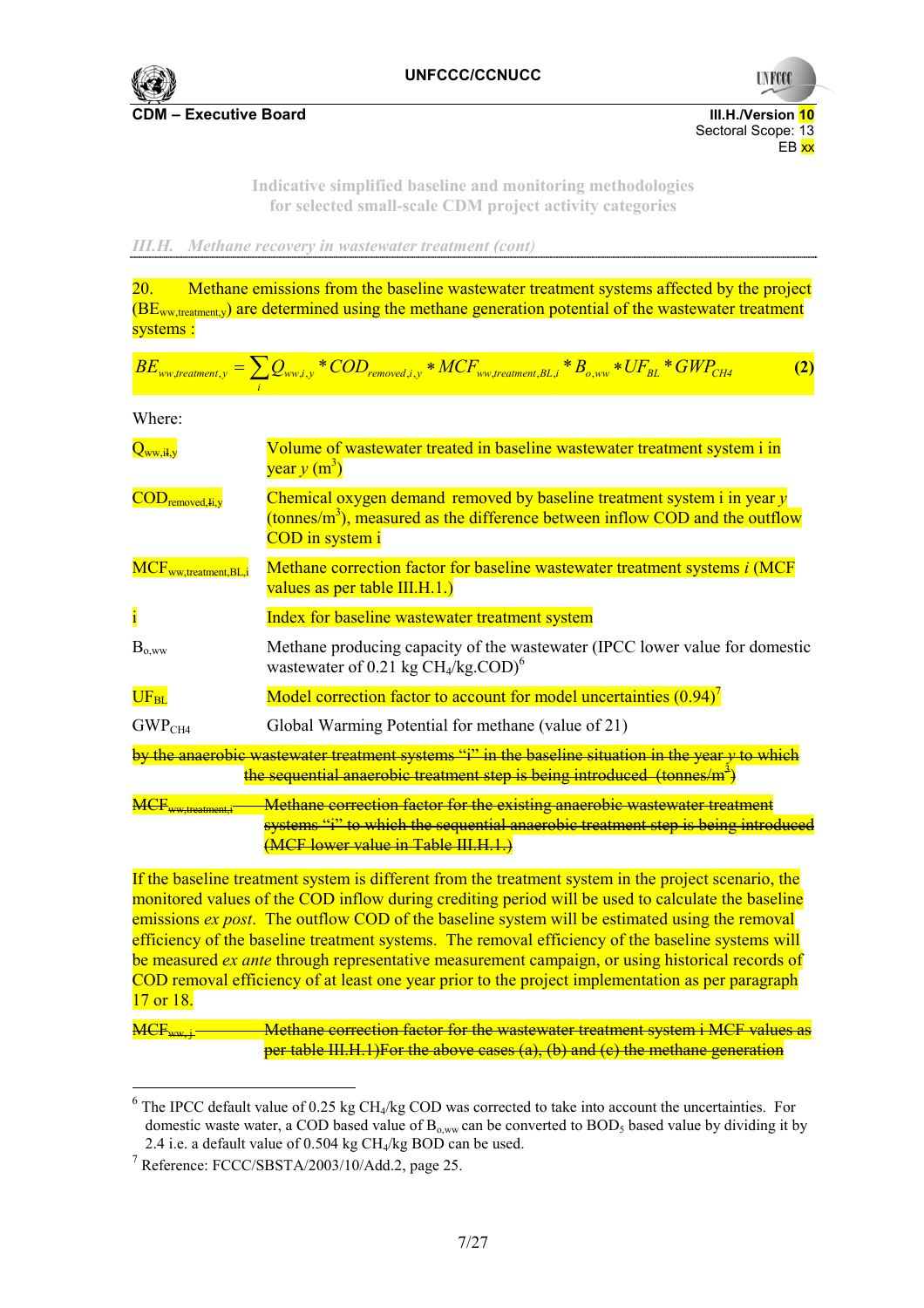20. Methane emissions from the baseline wastewater treatment systems affected by the project ($BE_{ww,treatment,y}$) are determined using the methane generation potential of the wastewater treatment systems :

$$BE_{ww,treatment,y} = \sum_i Q_{ww,i,y} * COD_{removed,i,y} * MCF_{ww,treatment,BL,i} * B_{o,ww} * UF_{BL} * GWP_{CH4} \quad (2)$$

Where:

| | |
|---|---|
| $Q_{ww,i,y}$ | Volume of wastewater treated in baseline wastewater treatment system i in year *y* ($m^3$) |
| $COD_{removed,i,y}$ | Chemical oxygen demand removed by baseline treatment system i in year *y* ($tonnes/m^3$), measured as the difference between inflow COD and the outflow COD in system i |
| $MCF_{ww,treatment,BL,i}$ | Methane correction factor for baseline wastewater treatment systems *i* (MCF values as per table III.H.1.) |
| i | Index for baseline wastewater treatment system |
| $B_{o,ww}$ | Methane producing capacity of the wastewater (IPCC lower value for domestic wastewater of 0.21 kg $CH_4$/kg.COD)[6] |
| $UF_{BL}$ | Model correction factor to account for model uncertainties (0.94)[7] |
| $GWP_{CH4}$ | Global Warming Potential for methane (value of 21) |

~~by the anaerobic wastewater treatment systems "i" in the baseline situation in the year *y* to which the sequential anaerobic treatment step is being introduced (tonnes/m$^3$)~~

| | |
|---|---|
| ~~$MCF_{ww,treatment,i}$~~ | ~~Methane correction factor for the existing anaerobic wastewater treatment systems "i" to which the sequential anaerobic treatment step is being introduced (MCF lower value in Table III.H.1.)~~ |

If the baseline treatment system is different from the treatment system in the project scenario, the monitored values of the COD inflow during crediting period will be used to calculate the baseline emissions *ex post*. The outflow COD of the baseline system will be estimated using the removal efficiency of the baseline treatment systems. The removal efficiency of the baseline systems will be measured *ex ante* through representative measurement campaign, or using historical records of COD removal efficiency of at least one year prior to the project implementation as per paragraph 17 or 18.

| | |
|---|---|
| ~~$MCF_{ww,j}$~~ | ~~Methane correction factor for the wastewater treatment system i MCF values as per table III.H.1)For the above cases (a), (b) and (c) the methane generation~~ |

---

[6] The IPCC default value of 0.25 kg $CH_4$/kg COD was corrected to take into account the uncertainties. For domestic waste water, a COD based value of $B_{o,ww}$ can be converted to $BOD_5$ based value by dividing it by 2.4 i.e. a default value of 0.504 kg $CH_4$/kg BOD can be used.

[7] Reference: FCCC/SBSTA/2003/10/Add.2, page 25.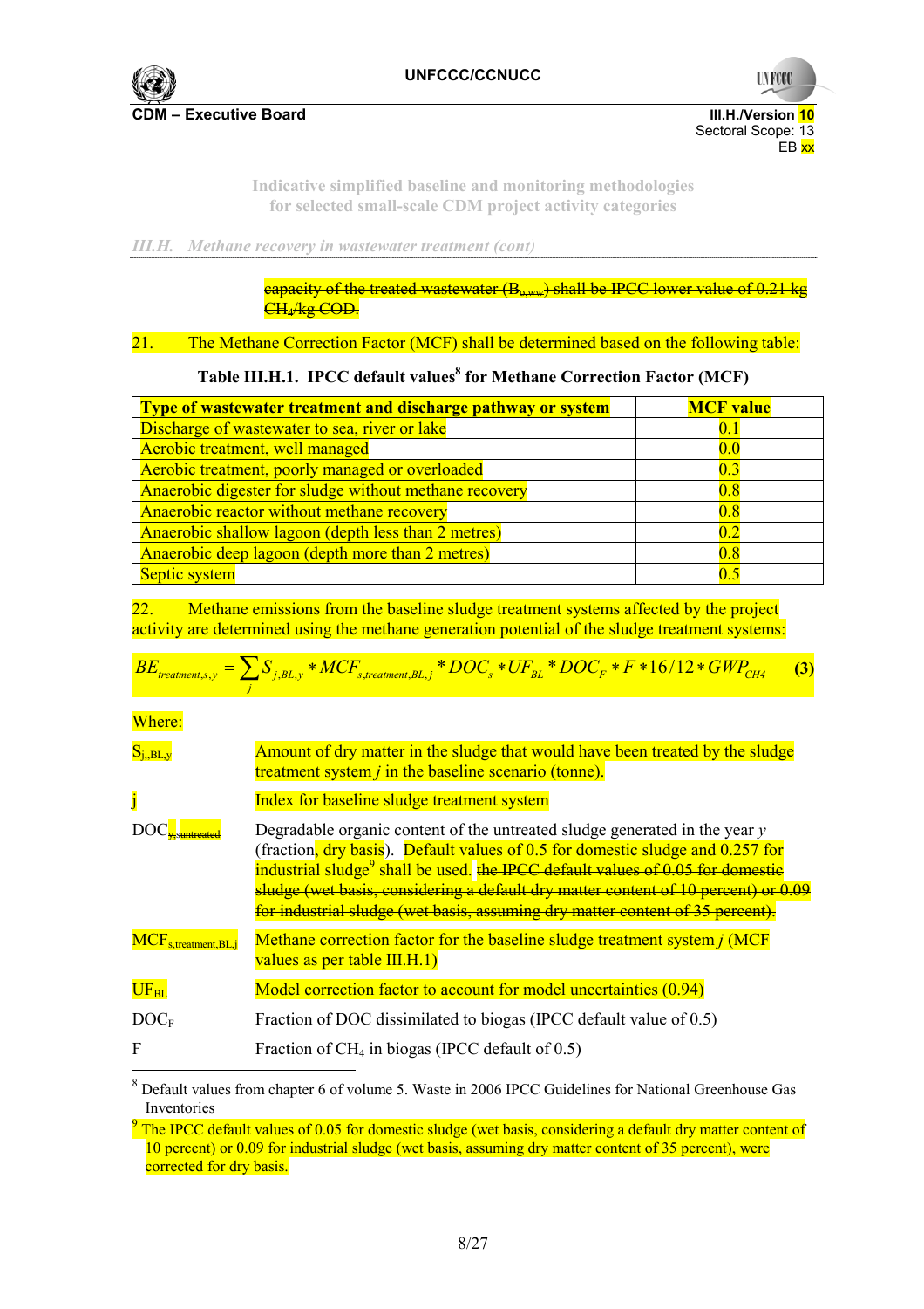capacity of the treated wastewater ($B_{o,ww}$) shall be IPCC lower value of 0.21 kg $CH_4$/kg COD.

21. The Methane Correction Factor (MCF) shall be determined based on the following table:

**Table III.H.1. IPCC default values[8] for Methane Correction Factor (MCF)**

| Type of wastewater treatment and discharge pathway or system | MCF value |
|---|---|
| Discharge of wastewater to sea, river or lake | 0.1 |
| Aerobic treatment, well managed | 0.0 |
| Aerobic treatment, poorly managed or overloaded | 0.3 |
| Anaerobic digester for sludge without methane recovery | 0.8 |
| Anaerobic reactor without methane recovery | 0.8 |
| Anaerobic shallow lagoon (depth less than 2 metres) | 0.2 |
| Anaerobic deep lagoon (depth more than 2 metres) | 0.8 |
| Septic system | 0.5 |

22. Methane emissions from the baseline sludge treatment systems affected by the project activity are determined using the methane generation potential of the sludge treatment systems:

$$BE_{treatment,s,y} = \sum_{j} S_{j,BL,y} * MCF_{s,treatment,BL,j} * DOC_s * UF_{BL} * DOC_F * F * 16/12 * GWP_{CH4} \quad (3)$$

Where:

| | |
|---|---|
| $S_{j,,BL,y}$ | Amount of dry matter in the sludge that would have been treated by the sludge treatment system *j* in the baseline scenario (tonne). |
| j | Index for baseline sludge treatment system |
| $DOC_{s, y, untreated}$ | Degradable organic content of the untreated sludge generated in the year *y* (fraction, dry basis). Default values of 0.5 for domestic sludge and 0.257 for industrial sludge[9] shall be used. the IPCC default values of 0.05 for domestic sludge (wet basis, considering a default dry matter content of 10 percent) or 0.09 for industrial sludge (wet basis, assuming dry matter content of 35 percent). |
| $MCF_{s,treatment,BL,j}$ | Methane correction factor for the baseline sludge treatment system *j* (MCF values as per table III.H.1) |
| $UF_{BL}$ | Model correction factor to account for model uncertainties (0.94) |
| $DOC_F$ | Fraction of DOC dissimilated to biogas (IPCC default value of 0.5) |
| F | Fraction of $CH_4$ in biogas (IPCC default of 0.5) |

[8] Default values from chapter 6 of volume 5. Waste in 2006 IPCC Guidelines for National Greenhouse Gas Inventories

[9] The IPCC default values of 0.05 for domestic sludge (wet basis, considering a default dry matter content of 10 percent) or 0.09 for industrial sludge (wet basis, assuming dry matter content of 35 percent), were corrected for dry basis.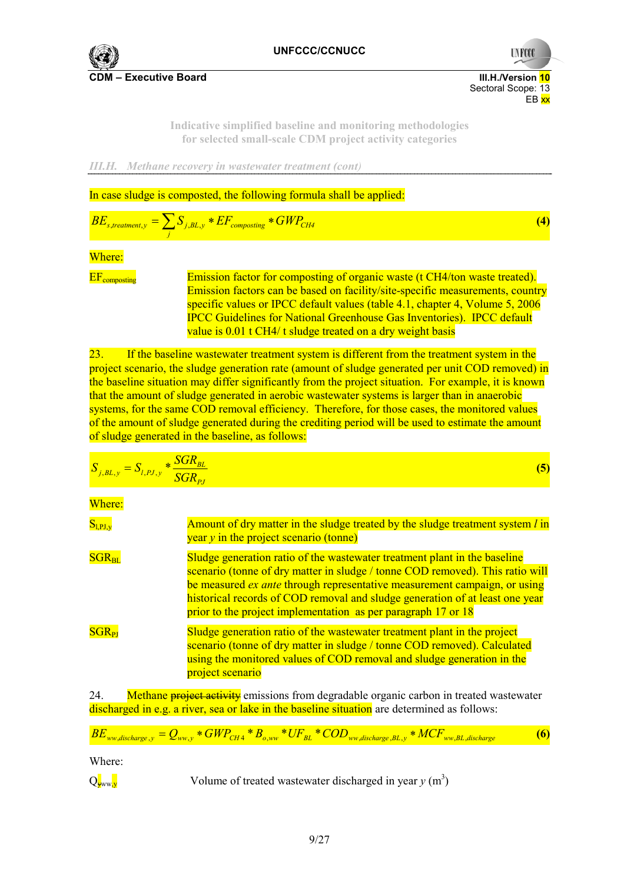In case sludge is composted, the following formula shall be applied:

$$BE_{s,treatment,y} = \sum_{j} S_{j,BL,y} * EF_{composting} * GWP_{CH4} \tag{4}$$

Where:

| | |
|---|---|
| $EF_{composting}$ | Emission factor for composting of organic waste (t CH4/ton waste treated). Emission factors can be based on facility/site-specific measurements, country specific values or IPCC default values (table 4.1, chapter 4, Volume 5, 2006 IPCC Guidelines for National Greenhouse Gas Inventories). IPCC default value is 0.01 t CH4/ t sludge treated on a dry weight basis |

23. If the baseline wastewater treatment system is different from the treatment system in the project scenario, the sludge generation rate (amount of sludge generated per unit COD removed) in the baseline situation may differ significantly from the project situation. For example, it is known that the amount of sludge generated in aerobic wastewater systems is larger than in anaerobic systems, for the same COD removal efficiency. Therefore, for those cases, the monitored values of the amount of sludge generated during the crediting period will be used to estimate the amount of sludge generated in the baseline, as follows:

$$S_{j,BL,y} = S_{l,PJ,y} * \frac{SGR_{BL}}{SGR_{PJ}} \tag{5}$$

Where:

| | |
|---|---|
| $S_{l,PJ,y}$ | Amount of dry matter in the sludge treated by the sludge treatment system *l* in year *y* in the project scenario (tonne) |
| $SGR_{BL}$ | Sludge generation ratio of the wastewater treatment plant in the baseline scenario (tonne of dry matter in sludge / tonne COD removed). This ratio will be measured *ex ante* through representative measurement campaign, or using historical records of COD removal and sludge generation of at least one year prior to the project implementation as per paragraph 17 or 18 |
| $SGR_{PJ}$ | Sludge generation ratio of the wastewater treatment plant in the project scenario (tonne of dry matter in sludge / tonne COD removed). Calculated using the monitored values of COD removal and sludge generation in the project scenario |

24. Methane ~~project activity~~ emissions from degradable organic carbon in treated wastewater discharged in e.g. a river, sea or lake in the baseline situation are determined as follows:

$$BE_{ww,discharge,y} = Q_{ww,y} * GWP_{CH4} * B_{o,ww} * UF_{BL} * COD_{ww,discharge,BL,y} * MCF_{ww,BL,discharge} \tag{6}$$

Where:

| | |
|---|---|
| $Q_{ww,y}$ | Volume of treated wastewater discharged in year *y* ($m^3$) |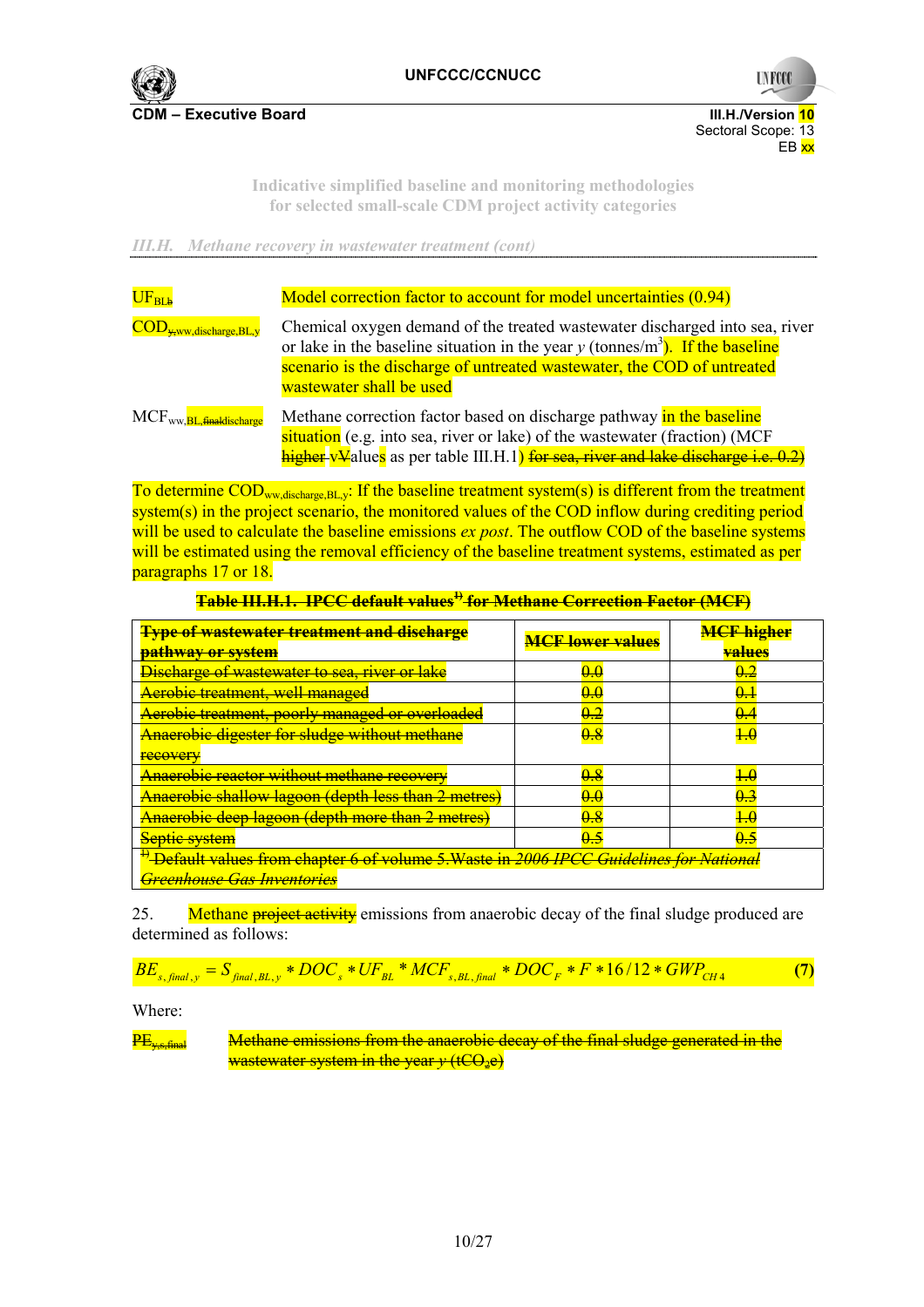*III.H. Methane recovery in wastewater treatment (cont)*

| | |
|---|---|
| $UF_{BL}$ | Model correction factor to account for model uncertainties (0.94) |
| $COD_{ww,discharge,BL,y}$ | Chemical oxygen demand of the treated wastewater discharged into sea, river or lake in the baseline situation in the year *y* (tonnes/$m^3$). If the baseline scenario is the discharge of untreated wastewater, the COD of untreated wastewater shall be used |
| $MCF_{ww,BL,discharge}$ | Methane correction factor based on discharge pathway in the baseline situation (e.g. into sea, river or lake) of the wastewater (fraction) (MCF higher vValues as per table III.H.1) for sea, river and lake discharge i.e. 0.2) |

To determine $COD_{ww,discharge,BL,y}$: If the baseline treatment system(s) is different from the treatment system(s) in the project scenario, the monitored values of the COD inflow during crediting period will be used to calculate the baseline emissions *ex post*. The outflow COD of the baseline systems will be estimated using the removal efficiency of the baseline treatment systems, estimated as per paragraphs 17 or 18.

~~**Table III.H.1. IPCC default values[1] for Methane Correction Factor (MCF)**~~

| ~~Type of wastewater treatment and discharge pathway or system~~ | ~~MCF lower values~~ | ~~MCF higher values~~ |
|---|---|---|
| ~~Discharge of wastewater to sea, river or lake~~ | ~~0.0~~ | ~~0.2~~ |
| ~~Aerobic treatment, well managed~~ | ~~0.0~~ | ~~0.1~~ |
| ~~Aerobic treatment, poorly managed or overloaded~~ | ~~0.2~~ | ~~0.4~~ |
| ~~Anaerobic digester for sludge without methane recovery~~ | ~~0.8~~ | ~~1.0~~ |
| ~~Anaerobic reactor without methane recovery~~ | ~~0.8~~ | ~~1.0~~ |
| ~~Anaerobic shallow lagoon (depth less than 2 metres)~~ | ~~0.0~~ | ~~0.3~~ |
| ~~Anaerobic deep lagoon (depth more than 2 metres)~~ | ~~0.8~~ | ~~1.0~~ |
| ~~Septic system~~ | ~~0.5~~ | ~~0.5~~ |
| ~~[1] Default values from chapter 6 of volume 5.Waste in *2006 IPCC Guidelines for National Greenhouse Gas Inventories*~~ | | |

25. Methane ~~project activity~~ emissions from anaerobic decay of the final sludge produced are determined as follows:

$$BE_{s,final,y} = S_{final,BL,y} * DOC_s * UF_{BL} * MCF_{s,BL,final} * DOC_F * F * 16/12 * GWP_{CH4} \quad (7)$$

Where:

| | |
|---|---|
| ~~$PE_{y,s,final}$~~ | ~~Methane emissions from the anaerobic decay of the final sludge generated in the wastewater system in the year *y* ($tCO_2e$)~~ |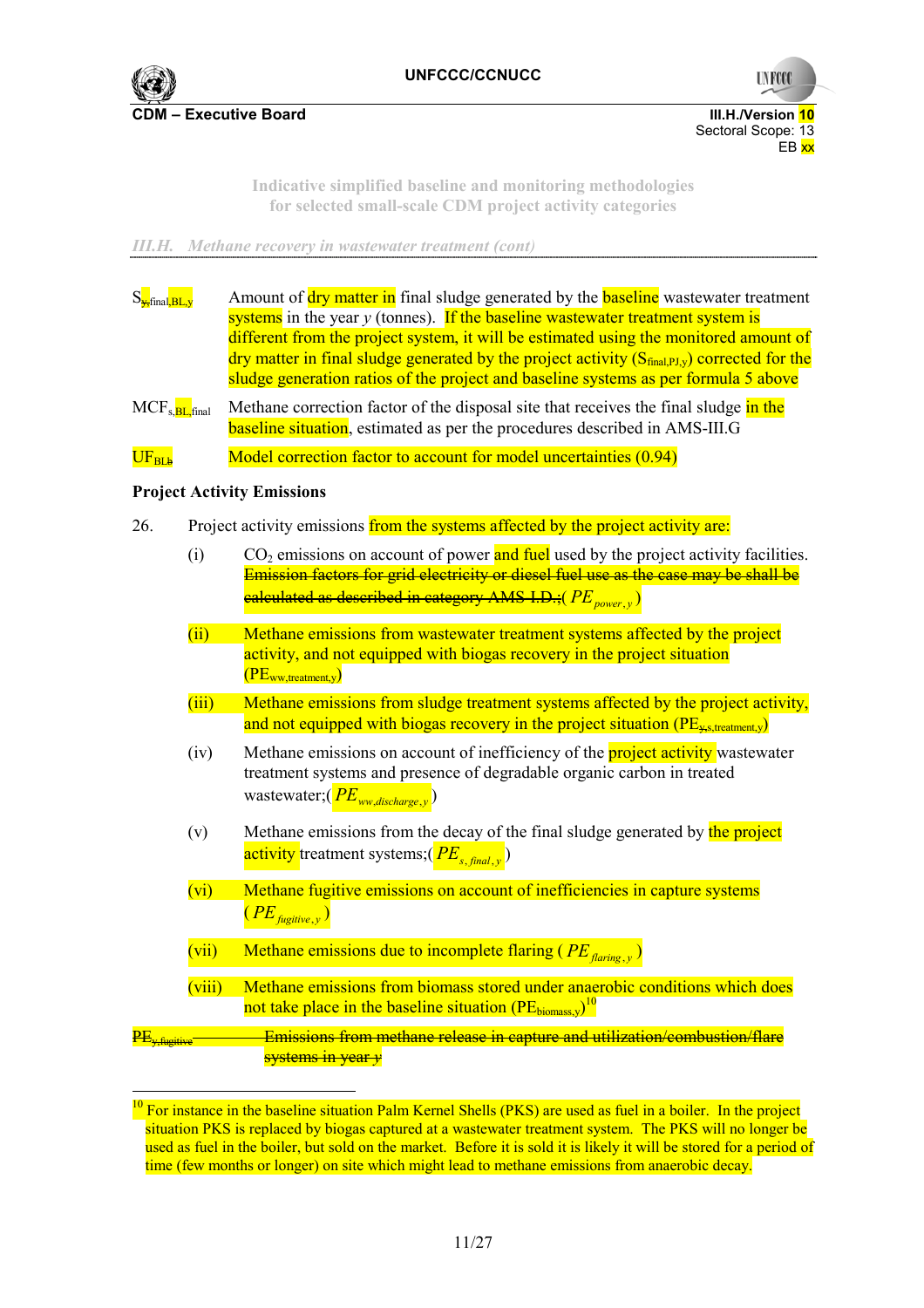Indicative simplified baseline and monitoring methodologies for selected small-scale CDM project activity categories

*III.H. Methane recovery in wastewater treatment (cont)*

| | |
|---|---|
| $S_{y,final,BL,y}$ | Amount of dry matter in final sludge generated by the baseline wastewater treatment systems in the year *y* (tonnes). If the baseline wastewater treatment system is different from the project system, it will be estimated using the monitored amount of dry matter in final sludge generated by the project activity ($S_{final,PJ,y}$) corrected for the sludge generation ratios of the project and baseline systems as per formula 5 above |
| $MCF_{s,BL,final}$ | Methane correction factor of the disposal site that receives the final sludge in the baseline situation, estimated as per the procedures described in AMS-III.G |
| $UF_{BLb}$ | Model correction factor to account for model uncertainties (0.94) |

**Project Activity Emissions**

26. Project activity emissions from the systems affected by the project activity are:

 (i) $CO_2$ emissions on account of power and fuel used by the project activity facilities. ~~Emission factors for grid electricity or diesel fuel use as the case may be shall be calculated as described in category AMS-I.D.;~~ ($PE_{power,y}$)

 (ii) Methane emissions from wastewater treatment systems affected by the project activity, and not equipped with biogas recovery in the project situation ($PE_{ww,treatment,y}$)

 (iii) Methane emissions from sludge treatment systems affected by the project activity, and not equipped with biogas recovery in the project situation ($PE_{y,s,treatment,y}$)

 (iv) Methane emissions on account of inefficiency of the project activity wastewater treatment systems and presence of degradable organic carbon in treated wastewater;($PE_{ww,discharge,y}$)

 (v) Methane emissions from the decay of the final sludge generated by the project activity treatment systems;($PE_{s,final,y}$)

 (vi) Methane fugitive emissions on account of inefficiencies in capture systems ($PE_{fugitive,y}$)

 (vii) Methane emissions due to incomplete flaring ($PE_{flaring,y}$)

 (viii) Methane emissions from biomass stored under anaerobic conditions which does not take place in the baseline situation ($PE_{biomass,y}$)[10]

~~$PE_{y,fugitive}$ Emissions from methane release in capture and utilization/combustion/flare systems in year *y*~~

[10] For instance in the baseline situation Palm Kernel Shells (PKS) are used as fuel in a boiler. In the project situation PKS is replaced by biogas captured at a wastewater treatment system. The PKS will no longer be used as fuel in the boiler, but sold on the market. Before it is sold it is likely it will be stored for a period of time (few months or longer) on site which might lead to methane emissions from anaerobic decay.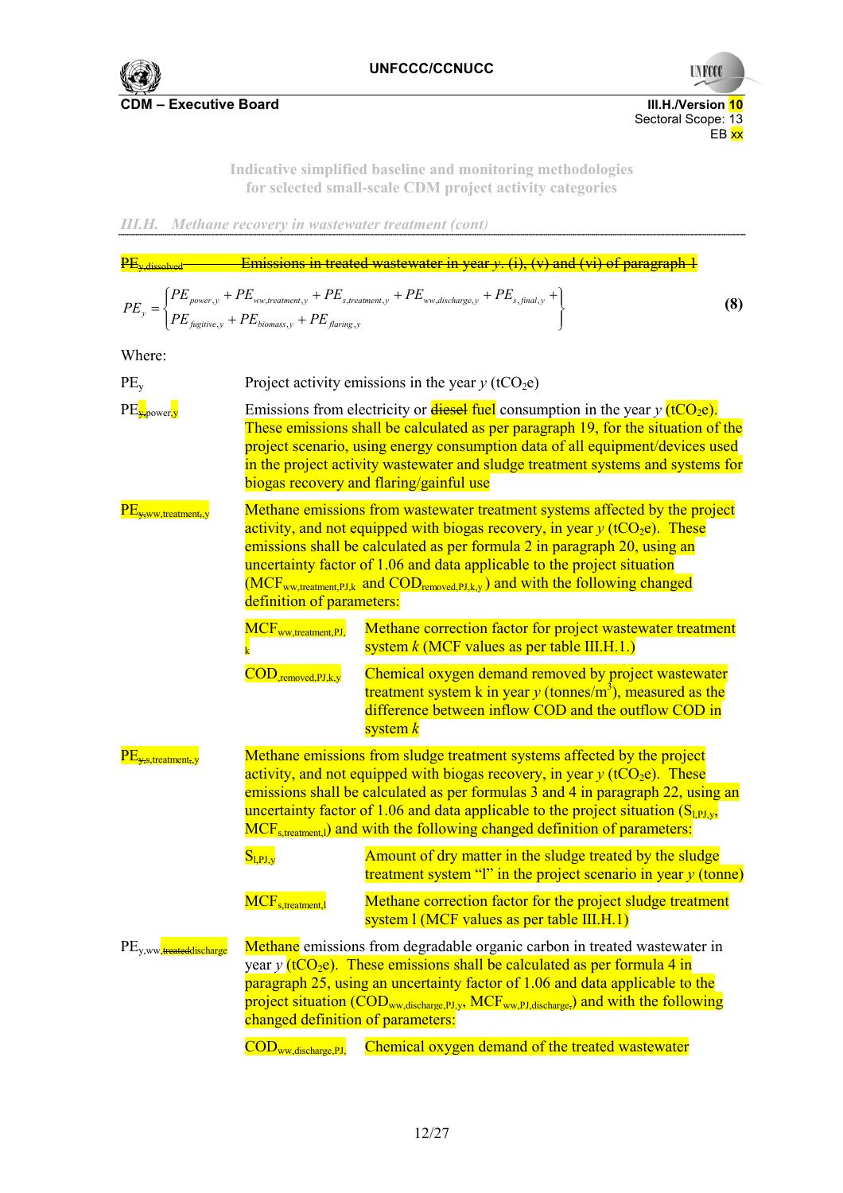III.H./Version 10
Sectoral Scope: 13
EB xx

Indicative simplified baseline and monitoring methodologies
for selected small-scale CDM project activity categories

*III.H. Methane recovery in wastewater treatment (cont)*

~~$PE_{y,dissolved}$ Emissions in treated wastewater in year $y$. (i), (v) and (vi) of paragraph 1~~

$$PE_y = \begin{Bmatrix} PE_{power,y} + PE_{ww,treatment,y} + PE_{s,treatment,y} + PE_{ww,discharge,y} + PE_{s,final,y} + \\ PE_{fugitive,y} + PE_{biomass,y} + PE_{flaring,y} \end{Bmatrix} \tag{8}$$

Where:

$PE_y$ Project activity emissions in the year $y$ ($tCO_2e$)

$PE_{y,power,y}$ Emissions from electricity or ~~diesel~~ fuel consumption in the year $y$ ($tCO_2e$). These emissions shall be calculated as per paragraph 19, for the situation of the project scenario, using energy consumption data of all equipment/devices used in the project activity wastewater and sludge treatment systems and systems for biogas recovery and flaring/gainful use

$PE_{y,ww,treatment,y}$ Methane emissions from wastewater treatment systems affected by the project activity, and not equipped with biogas recovery, in year $y$ ($tCO_2e$). These emissions shall be calculated as per formula 2 in paragraph 20, using an uncertainty factor of 1.06 and data applicable to the project situation ($MCF_{ww,treatment,PJ,k}$ and $COD_{removed,PJ,k,y}$ ) and with the following changed definition of parameters:

- $MCF_{ww,treatment,PJ,k}$ Methane correction factor for project wastewater treatment system $k$ (MCF values as per table III.H.1.)
- $COD_{,removed,PJ,k,y}$ Chemical oxygen demand removed by project wastewater treatment system k in year $y$ (tonnes/$m^3$), measured as the difference between inflow COD and the outflow COD in system $k$

$PE_{y,s,treatment,y}$ Methane emissions from sludge treatment systems affected by the project activity, and not equipped with biogas recovery, in year $y$ ($tCO_2e$). These emissions shall be calculated as per formulas 3 and 4 in paragraph 22, using an uncertainty factor of 1.06 and data applicable to the project situation ($S_{l,PJ,y}$, $MCF_{s,treatment,l}$) and with the following changed definition of parameters:

- $S_{l,PJ,y}$ Amount of dry matter in the sludge treated by the sludge treatment system "l" in the project scenario in year $y$ (tonne)
- $MCF_{s,treatment,l}$ Methane correction factor for the project sludge treatment system l (MCF values as per table III.H.1)

$PE_{y,ww,\text{~~treated~~}discharge}$ Methane emissions from degradable organic carbon in treated wastewater in year $y$ ($tCO_2e$). These emissions shall be calculated as per formula 4 in paragraph 25, using an uncertainty factor of 1.06 and data applicable to the project situation ($COD_{ww,discharge,PJ,y}$, $MCF_{ww,PJ,discharge}$,) and with the following changed definition of parameters:

- $COD_{ww,discharge,PJ,}$ Chemical oxygen demand of the treated wastewater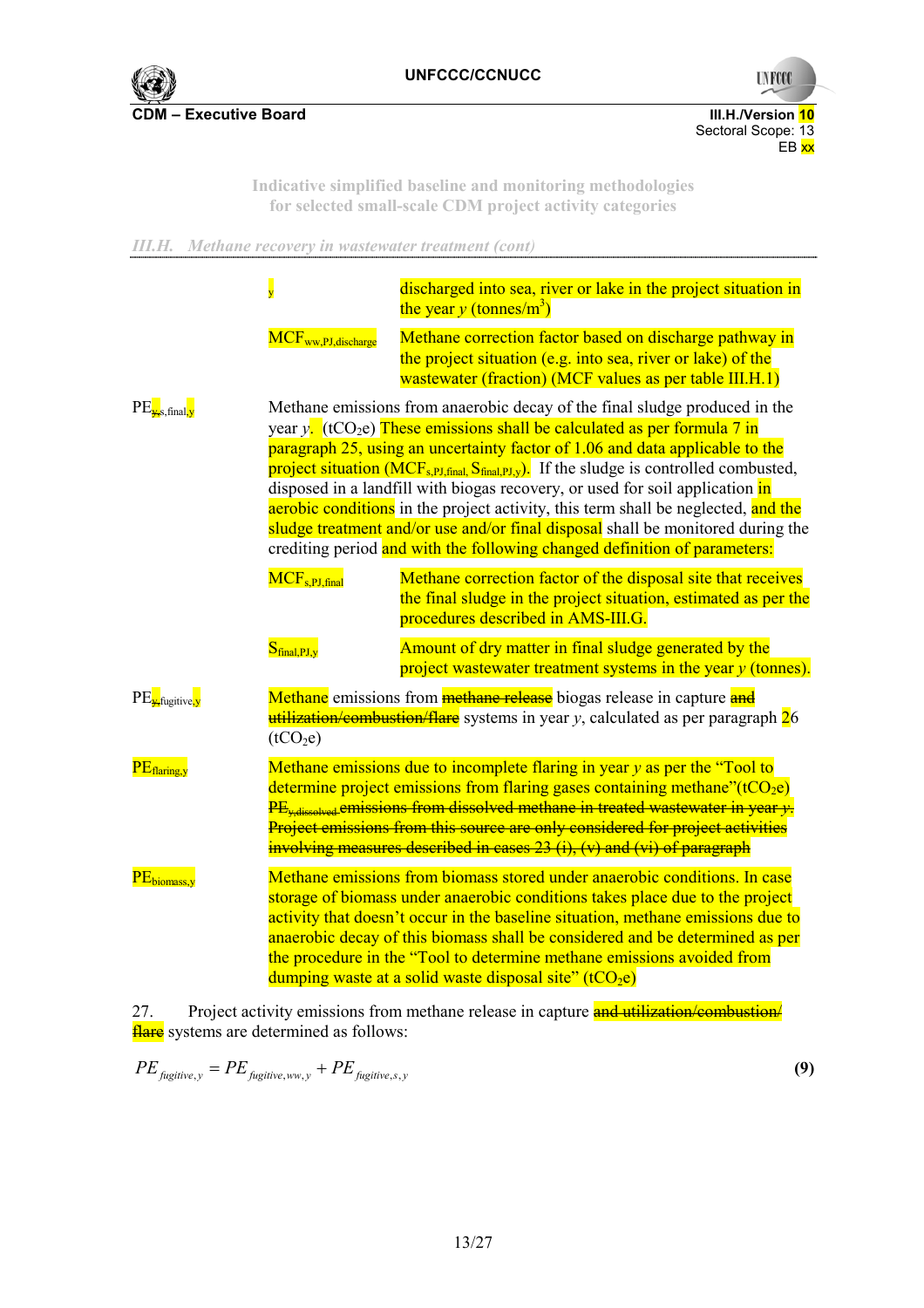III.H. Methane recovery in wastewater treatment (cont)

| | |
|---|---|
| y | discharged into sea, river or lake in the project situation in the year *y* (tonnes/m[3]) |
| $MCF_{ww,PJ,discharge}$ | Methane correction factor based on discharge pathway in the project situation (e.g. into sea, river or lake) of the wastewater (fraction) (MCF values as per table III.H.1) |

$PE_{y,s,final,y}$ — Methane emissions from anaerobic decay of the final sludge produced in the year *y*. ($tCO_2e$) These emissions shall be calculated as per formula 7 in paragraph 25, using an uncertainty factor of 1.06 and data applicable to the project situation ($MCF_{s,PJ,final,}$ $S_{final,PJ,y}$). If the sludge is controlled combusted, disposed in a landfill with biogas recovery, or used for soil application in aerobic conditions in the project activity, this term shall be neglected, and the sludge treatment and/or use and/or final disposal shall be monitored during the crediting period and with the following changed definition of parameters:

| | |
|---|---|
| $MCF_{s,PJ,final}$ | Methane correction factor of the disposal site that receives the final sludge in the project situation, estimated as per the procedures described in AMS-III.G. |
| $S_{final,PJ,y}$ | Amount of dry matter in final sludge generated by the project wastewater treatment systems in the year *y* (tonnes). |

$PE_{y,fugitive,y}$ — Methane emissions from ~~methane release~~ biogas release in capture and ~~utilization/combustion/flare~~ systems in year *y*, calculated as per paragraph 26 ($tCO_2e$)

$PE_{flaring,y}$ — Methane emissions due to incomplete flaring in year *y* as per the "Tool to determine project emissions from flaring gases containing methane"($tCO_2e$)

~~$PE_{y,dissolved}$ emissions from dissolved methane in treated wastewater in year *y*. Project emissions from this source are only considered for project activities involving measures described in cases 23 (i), (v) and (vi) of paragraph~~

$PE_{biomass,y}$ — Methane emissions from biomass stored under anaerobic conditions. In case storage of biomass under anaerobic conditions takes place due to the project activity that doesn't occur in the baseline situation, methane emissions due to anaerobic decay of this biomass shall be considered and be determined as per the procedure in the "Tool to determine methane emissions avoided from dumping waste at a solid waste disposal site" ($tCO_2e$)

27. Project activity emissions from methane release in capture ~~and utilization/combustion/ flare~~ systems are determined as follows:

$$PE_{fugitive,y} = PE_{fugitive,ww,y} + PE_{fugitive,s,y} \quad \textbf{(9)}$$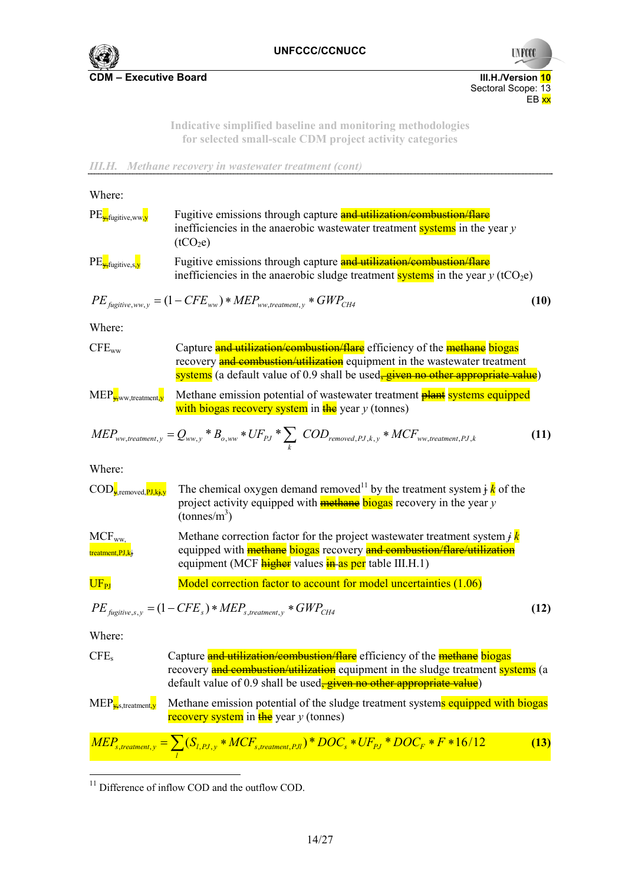Where:

$PE_{y,fugitive,ww,y}$ Fugitive emissions through capture ~~and utilization/combustion/flare~~ inefficiencies in the anaerobic wastewater treatment systems in the year *y* ($tCO_2e$)

$PE_{y,fugitive,s,y}$ Fugitive emissions through capture ~~and utilization/combustion/flare~~ inefficiencies in the anaerobic sludge treatment systems in the year *y* ($tCO_2e$)

$$PE_{fugitive,ww,y} = (1 - CFE_{ww}) * MEP_{ww,treatment,y} * GWP_{CH4} \quad (10)$$

Where:

$CFE_{ww}$ Capture ~~and utilization/combustion/flare~~ efficiency of the ~~methane~~ biogas recovery ~~and combustion/utilization~~ equipment in the wastewater treatment systems (a default value of 0.9 shall be used~~, given no other appropriate value~~)

$MEP_{y,ww,treatment,y}$ Methane emission potential of wastewater treatment ~~plant~~ systems equipped with biogas recovery system in ~~the~~ year *y* (tonnes)

$$MEP_{ww,treatment,y} = Q_{ww,y} * B_{o,ww} * UF_{PJ} * \sum_{k} COD_{removed,PJ,k,y} * MCF_{ww,treatment,PJ,k} \quad (11)$$

Where:

$COD_{y,removed,PJ,kj,y}$ The chemical oxygen demand removed[11] by the treatment system ~~j~~ *k* of the project activity equipped with ~~methane~~ biogas recovery in the year *y* ($tonnes/m^3$)

$MCF_{ww,treatment,PJ,kj}$ Methane correction factor for the project wastewater treatment system ~~j~~ *k* equipped with ~~methane~~ biogas recovery ~~and combustion/flare/utilization~~ equipment (MCF ~~higher~~ values ~~in~~ as per table III.H.1)

$UF_{PJ}$ Model correction factor to account for model uncertainties (1.06)

$$PE_{fugitive,s,y} = (1 - CFE_{s}) * MEP_{s,treatment,y} * GWP_{CH4} \quad (12)$$

Where:

$CFE_{s}$ Capture ~~and utilization/combustion/flare~~ efficiency of the ~~methane~~ biogas recovery ~~and combustion/utilization~~ equipment in the sludge treatment systems (a default value of 0.9 shall be used~~, given no other appropriate value~~)

$MEP_{y,s,treatment,y}$ Methane emission potential of the sludge treatment systems equipped with biogas recovery system in ~~the~~ year *y* (tonnes)

$$MEP_{s,treatment,y} = \sum_{l} (S_{l,PJ,y} * MCF_{s,treatment,PJ,l}) * DOC_{s} * UF_{PJ} * DOC_{F} * F * 16/12 \quad (13)$$

---

[11] Difference of inflow COD and the outflow COD.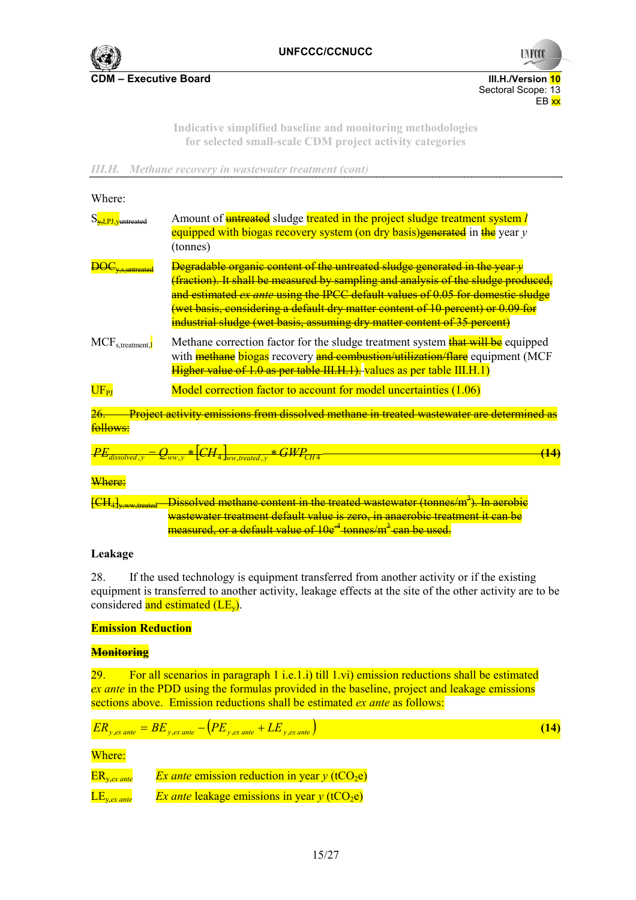III.H. Methane recovery in wastewater treatment (cont)

Where:

$S_{y,l,PJ,yuntreated}$ Amount of untreated sludge treated in the project sludge treatment system *l* equipped with biogas recovery system (on dry basis)generated in the year *y* (tonnes)

$DOC_{y,s,untreated}$ Degradable organic content of the untreated sludge generated in the year *y* (fraction). It shall be measured by sampling and analysis of the sludge produced, and estimated *ex ante* using the IPCC default values of 0.05 for domestic sludge (wet basis, considering a default dry matter content of 10 percent) or 0.09 for industrial sludge (wet basis, assuming dry matter content of 35 percent)

$MCF_{s,treatment,l}$ Methane correction factor for the sludge treatment system that will be equipped with methane biogas recovery and combustion/utilization/flare equipment (MCF Higher value of 1.0 as per table III.H.1). values as per table III.H.1)

$UF_{PJ}$ Model correction factor to account for model uncertainties (1.06)

26. Project activity emissions from dissolved methane in treated wastewater are determined as follows:

$$PE_{dissolved,y} = Q_{ww,y} * [CH_4]_{ww,treated,y} * GWP_{CH4} \tag{14}$$

Where:

$[CH_4]_{y,ww,treated}$ Dissolved methane content in the treated wastewater (tonnes/m³). In aerobic wastewater treatment default value is zero, in anaerobic treatment it can be measured, or a default value of 10e$^{-4}$ tonnes/m³ can be used.

**Leakage**

28. If the used technology is equipment transferred from another activity or if the existing equipment is transferred to another activity, leakage effects at the site of the other activity are to be considered and estimated ($LE_y$).

**Emission Reduction**

**Monitoring**

29. For all scenarios in paragraph 1 i.e.1.i) till 1.vi) emission reductions shall be estimated *ex ante* in the PDD using the formulas provided in the baseline, project and leakage emissions sections above. Emission reductions shall be estimated *ex ante* as follows:

$$ER_{y,ex\,ante} = BE_{y,ex\,ante} - \left(PE_{y,ex\,ante} + LE_{y,ex\,ante}\right) \tag{14}$$

Where:

$ER_{y,ex\,ante}$ *Ex ante* emission reduction in year *y* ($tCO_2e$)

$LE_{y,ex\,ante}$ *Ex ante* leakage emissions in year *y* ($tCO_2e$)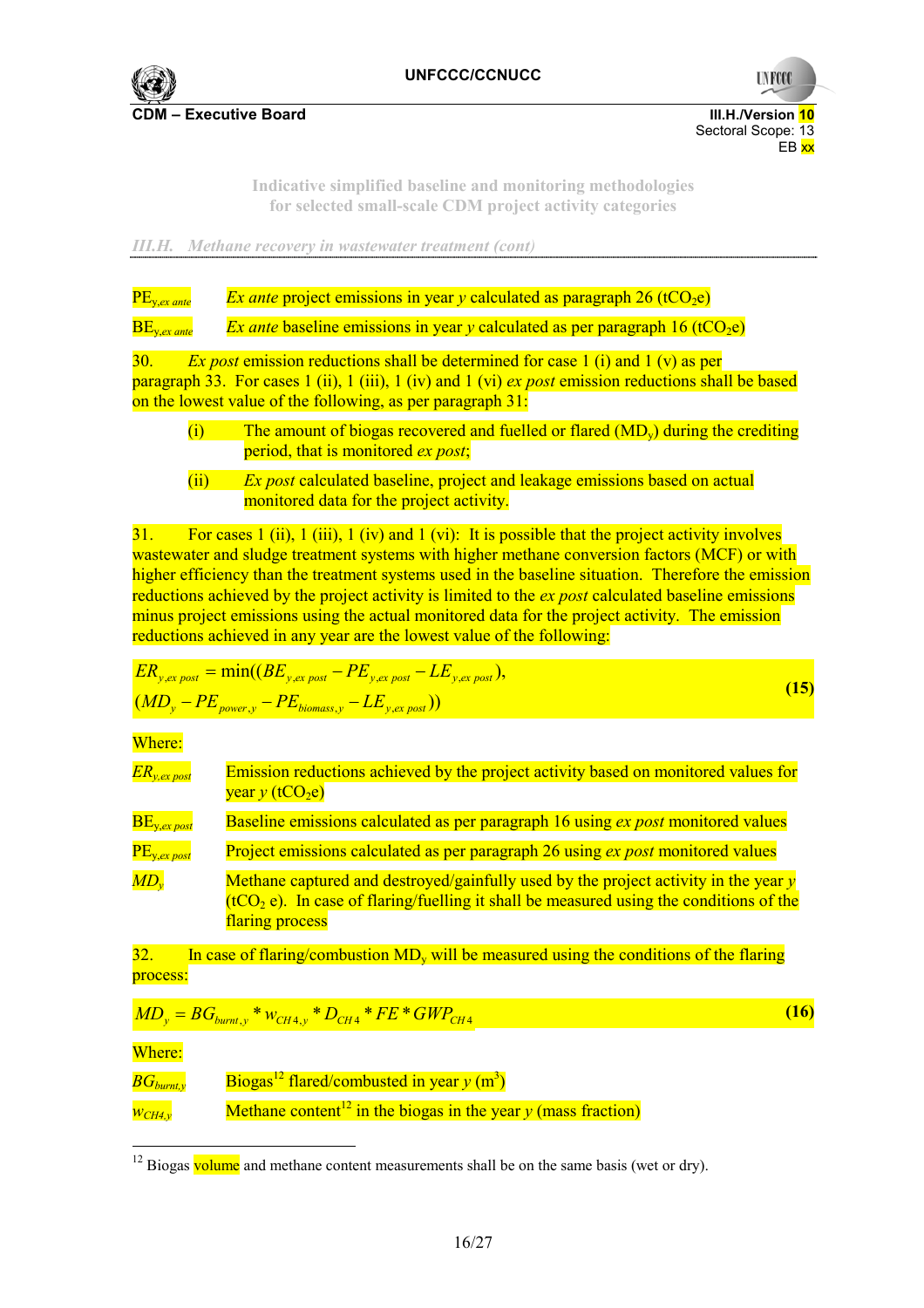PE$_{y,ex\ ante}$ *Ex ante* project emissions in year *y* calculated as paragraph 26 ($tCO_2e$)

BE$_{y,ex\ ante}$ *Ex ante* baseline emissions in year *y* calculated as per paragraph 16 ($tCO_2e$)

30. *Ex post* emission reductions shall be determined for case 1 (i) and 1 (v) as per paragraph 33. For cases 1 (ii), 1 (iii), 1 (iv) and 1 (vi) *ex post* emission reductions shall be based on the lowest value of the following, as per paragraph 31:

(i) The amount of biogas recovered and fuelled or flared (MD$_y$) during the crediting period, that is monitored *ex post*;

(ii) *Ex post* calculated baseline, project and leakage emissions based on actual monitored data for the project activity.

31. For cases 1 (ii), 1 (iii), 1 (iv) and 1 (vi): It is possible that the project activity involves wastewater and sludge treatment systems with higher methane conversion factors (MCF) or with higher efficiency than the treatment systems used in the baseline situation. Therefore the emission reductions achieved by the project activity is limited to the *ex post* calculated baseline emissions minus project emissions using the actual monitored data for the project activity. The emission reductions achieved in any year are the lowest value of the following:

$$ER_{y,ex\ post} = \min((BE_{y,ex\ post} - PE_{y,ex\ post} - LE_{y,ex\ post}), (MD_y - PE_{power,y} - PE_{biomass,y} - LE_{y,ex\ post})) \quad (15)$$

Where:

| | |
|---|---|
| $ER_{y,ex\ post}$ | Emission reductions achieved by the project activity based on monitored values for year *y* ($tCO_2e$) |
| BE$_{y,ex\ post}$ | Baseline emissions calculated as per paragraph 16 using *ex post* monitored values |
| PE$_{y,ex\ post}$ | Project emissions calculated as per paragraph 26 using *ex post* monitored values |
| $MD_y$ | Methane captured and destroyed/gainfully used by the project activity in the year *y* ($tCO_2$ e). In case of flaring/fuelling it shall be measured using the conditions of the flaring process |

32. In case of flaring/combustion MD$_y$ will be measured using the conditions of the flaring process:

$$MD_y = BG_{burnt,y} * w_{CH4,y} * D_{CH4} * FE * GWP_{CH4} \quad (16)$$

Where:

| | |
|---|---|
| $BG_{burnt,y}$ | Biogas[12] flared/combusted in year *y* ($m^3$) |
| $w_{CH4,y}$ | Methane content[12] in the biogas in the year *y* (mass fraction) |

[12] Biogas volume and methane content measurements shall be on the same basis (wet or dry).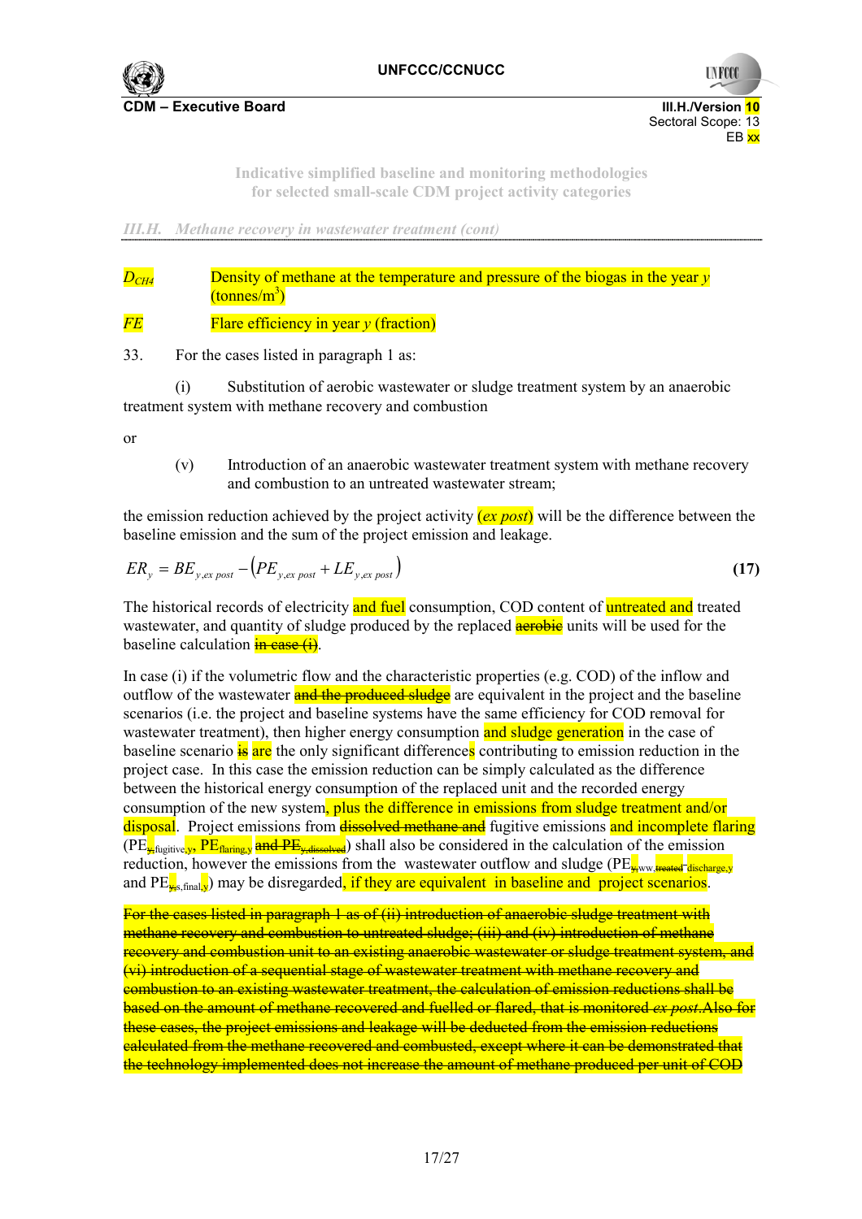| | |
|---|---|
| $D_{CH4}$ | Density of methane at the temperature and pressure of the biogas in the year *y* (tonnes/m³) |
| *FE* | Flare efficiency in year *y* (fraction) |

33. For the cases listed in paragraph 1 as:

(i) Substitution of aerobic wastewater or sludge treatment system by an anaerobic treatment system with methane recovery and combustion

or

(v) Introduction of an anaerobic wastewater treatment system with methane recovery and combustion to an untreated wastewater stream;

the emission reduction achieved by the project activity (*ex post*) will be the difference between the baseline emission and the sum of the project emission and leakage.

$$ER_y = BE_{y,ex\ post} - \left(PE_{y,ex\ post} + LE_{y,ex\ post}\right) \quad \textbf{(17)}$$

The historical records of electricity and fuel consumption, COD content of untreated and treated wastewater, and quantity of sludge produced by the replaced ~~aerobic~~ units will be used for the baseline calculation ~~in case (i)~~.

In case (i) if the volumetric flow and the characteristic properties (e.g. COD) of the inflow and outflow of the wastewater ~~and the produced sludge~~ are equivalent in the project and the baseline scenarios (i.e. the project and baseline systems have the same efficiency for COD removal for wastewater treatment), then higher energy consumption and sludge generation in the case of baseline scenario ~~is~~ are the only significant differences contributing to emission reduction in the project case. In this case the emission reduction can be simply calculated as the difference between the historical energy consumption of the replaced unit and the recorded energy consumption of the new system, plus the difference in emissions from sludge treatment and/or disposal. Project emissions from ~~dissolved methane and~~ fugitive emissions and incomplete flaring ($PE_{\text{fugitive},y}$, $PE_{\text{flaring},y}$ ~~and $PE_{y,\text{dissolved}}$~~) shall also be considered in the calculation of the emission reduction, however the emissions from the wastewater outflow and sludge ($PE_{\text{ww,discharge},y}$ and $PE_{\text{s,final},y}$) may be disregarded, if they are equivalent in baseline and project scenarios.

~~For the cases listed in paragraph 1 as of (ii) introduction of anaerobic sludge treatment with methane recovery and combustion to untreated sludge; (iii) and (iv) introduction of methane recovery and combustion unit to an existing anaerobic wastewater or sludge treatment system, and (vi) introduction of a sequential stage of wastewater treatment with methane recovery and combustion to an existing wastewater treatment, the calculation of emission reductions shall be based on the amount of methane recovered and fuelled or flared, that is monitored *ex post*. Also for these cases, the project emissions and leakage will be deducted from the emission reductions calculated from the methane recovered and combusted, except where it can be demonstrated that the technology implemented does not increase the amount of methane produced per unit of COD~~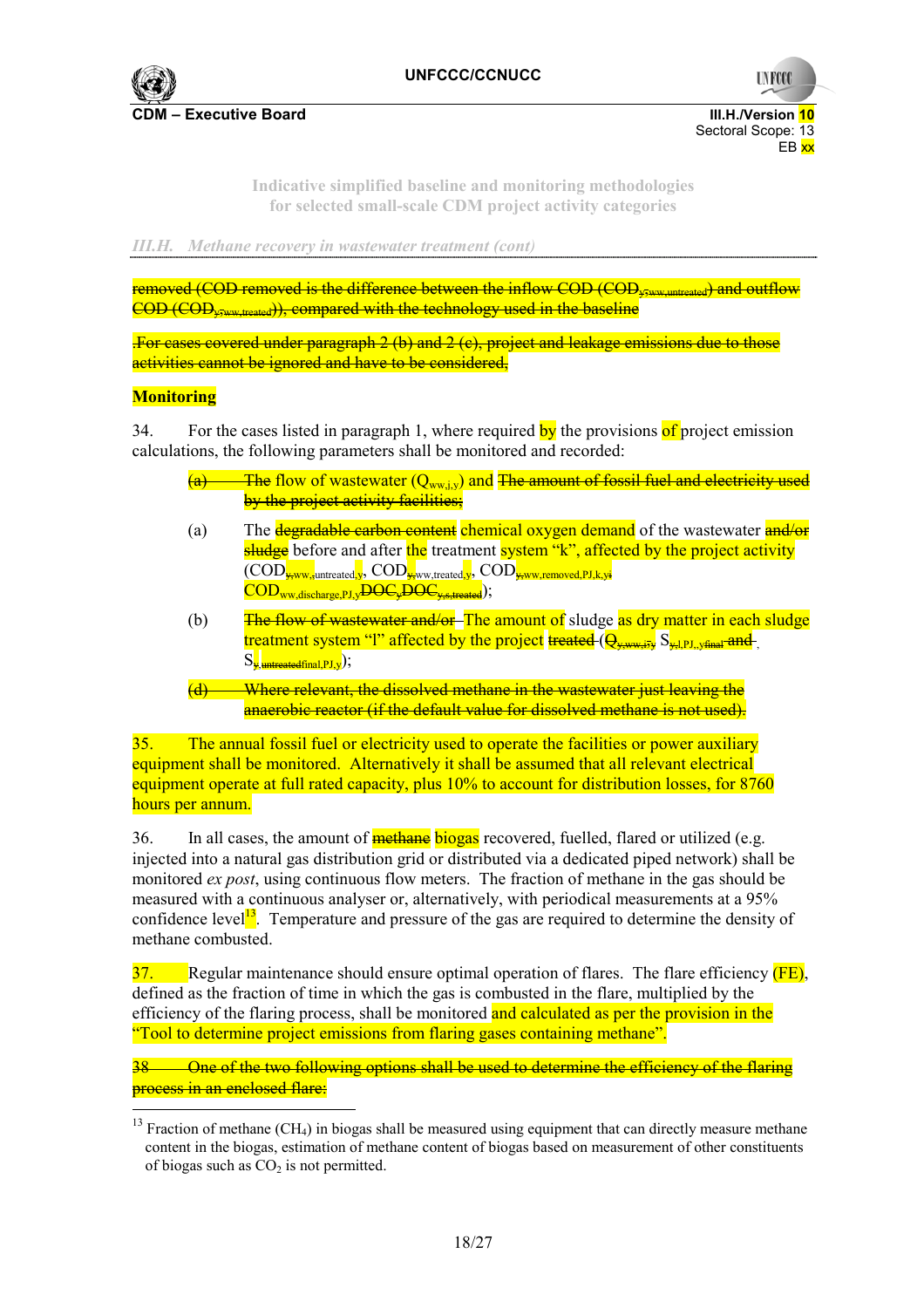*III.H. Methane recovery in wastewater treatment (cont)*

~~removed (COD removed is the difference between the inflow COD ($COD_{y,ww,untreated}$) and outflow COD ($COD_{y,ww,treated}$)), compared with the technology used in the baseline~~

~~.For cases covered under paragraph 2 (b) and 2 (c), project and leakage emissions due to those activities cannot be ignored and have to be considered,~~

**Monitoring**

34. For the cases listed in paragraph 1, where required by the provisions of project emission calculations, the following parameters shall be monitored and recorded:

~~(a) The~~ flow of wastewater ($Q_{ww,i,y}$) and ~~The amount of fossil fuel and electricity used by the project activity facilities;~~

(a) The ~~degradable carbon content~~ chemical oxygen demand of the wastewater ~~and/or sludge~~ before and after the treatment system "k", affected by the project activity ($COD_{ww,untreated,y}$, $COD_{ww,treated,y}$, $COD_{ww,removed,PJ,k,y}$ $COD_{ww,discharge,PJ,y}$ ~~$DOC_y$,$DOC_{y,s,treated}$~~);

(b) ~~The flow of wastewater and/or~~ The amount of sludge as dry matter in each sludge treatment system "l" affected by the project ~~treated~~ (~~$Q_{y,ww,i}$,~~ $S_{l,PJ,y}$, ~~final~~ ~~and~~ $S_{final,PJ,y}$);

~~(d) Where relevant, the dissolved methane in the wastewater just leaving the anaerobic reactor (if the default value for dissolved methane is not used).~~

35. The annual fossil fuel or electricity used to operate the facilities or power auxiliary equipment shall be monitored. Alternatively it shall be assumed that all relevant electrical equipment operate at full rated capacity, plus 10% to account for distribution losses, for 8760 hours per annum.

36. In all cases, the amount of ~~methane~~ biogas recovered, fuelled, flared or utilized (e.g. injected into a natural gas distribution grid or distributed via a dedicated piped network) shall be monitored *ex post*, using continuous flow meters. The fraction of methane in the gas should be measured with a continuous analyser or, alternatively, with periodical measurements at a 95% confidence level[13]. Temperature and pressure of the gas are required to determine the density of methane combusted.

37. Regular maintenance should ensure optimal operation of flares. The flare efficiency (FE), defined as the fraction of time in which the gas is combusted in the flare, multiplied by the efficiency of the flaring process, shall be monitored and calculated as per the provision in the "Tool to determine project emissions from flaring gases containing methane".

~~38 One of the two following options shall be used to determine the efficiency of the flaring process in an enclosed flare:~~

[13] Fraction of methane ($CH_4$) in biogas shall be measured using equipment that can directly measure methane content in the biogas, estimation of methane content of biogas based on measurement of other constituents of biogas such as $CO_2$ is not permitted.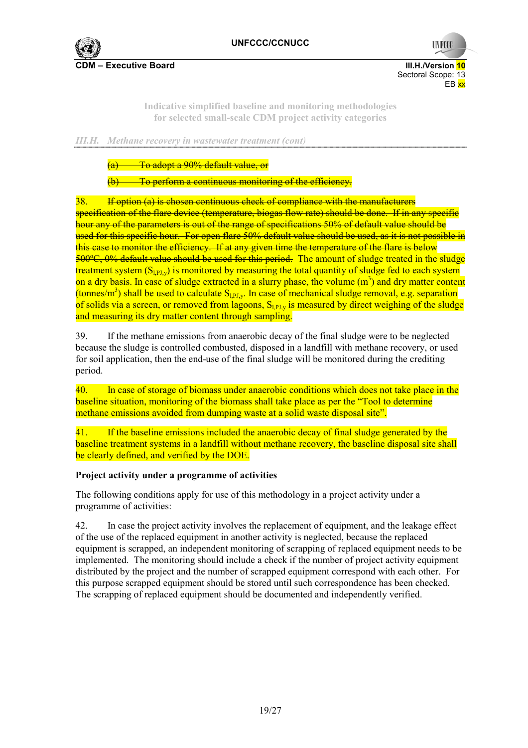*III.H. Methane recovery in wastewater treatment (cont)*

~~(a) To adopt a 90% default value, or~~

~~(b) To perform a continuous monitoring of the efficiency.~~

38. ~~If option (a) is chosen continuous check of compliance with the manufacturers specification of the flare device (temperature, biogas flow rate) should be done. If in any specific hour any of the parameters is out of the range of specifications 50% of default value should be used for this specific hour. For open flare 50% default value should be used, as it is not possible in this case to monitor the efficiency. If at any given time the temperature of the flare is below 500ºC, 0% default value should be used for this period.~~ The amount of sludge treated in the sludge treatment system ($S_{l,PJ,y}$) is monitored by measuring the total quantity of sludge fed to each system on a dry basis. In case of sludge extracted in a slurry phase, the volume ($m^3$) and dry matter content ($tonnes/m^3$) shall be used to calculate $S_{l,PJ,y}$. In case of mechanical sludge removal, e.g. separation of solids via a screen, or removed from lagoons, $S_{l,PJ,y}$ is measured by direct weighing of the sludge and measuring its dry matter content through sampling.

39. If the methane emissions from anaerobic decay of the final sludge were to be neglected because the sludge is controlled combusted, disposed in a landfill with methane recovery, or used for soil application, then the end-use of the final sludge will be monitored during the crediting period.

40. In case of storage of biomass under anaerobic conditions which does not take place in the baseline situation, monitoring of the biomass shall take place as per the "Tool to determine methane emissions avoided from dumping waste at a solid waste disposal site".

41. If the baseline emissions included the anaerobic decay of final sludge generated by the baseline treatment systems in a landfill without methane recovery, the baseline disposal site shall be clearly defined, and verified by the DOE.

**Project activity under a programme of activities**

The following conditions apply for use of this methodology in a project activity under a programme of activities:

42. In case the project activity involves the replacement of equipment, and the leakage effect of the use of the replaced equipment in another activity is neglected, because the replaced equipment is scrapped, an independent monitoring of scrapping of replaced equipment needs to be implemented. The monitoring should include a check if the number of project activity equipment distributed by the project and the number of scrapped equipment correspond with each other. For this purpose scrapped equipment should be stored until such correspondence has been checked. The scrapping of replaced equipment should be documented and independently verified.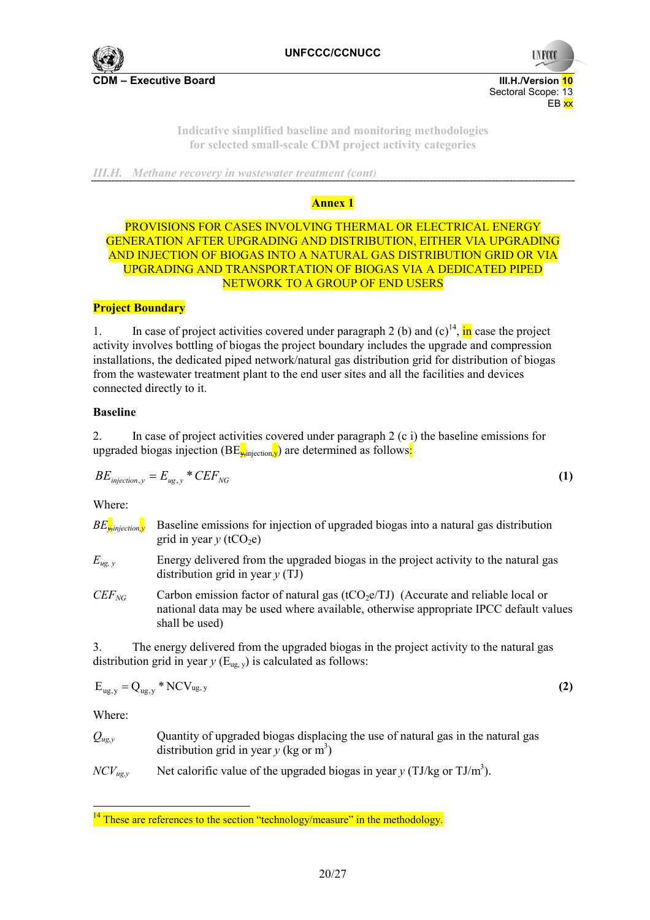## Annex 1

**PROVISIONS FOR CASES INVOLVING THERMAL OR ELECTRICAL ENERGY GENERATION AFTER UPGRADING AND DISTRIBUTION, EITHER VIA UPGRADING AND INJECTION OF BIOGAS INTO A NATURAL GAS DISTRIBUTION GRID OR VIA UPGRADING AND TRANSPORTATION OF BIOGAS VIA A DEDICATED PIPED NETWORK TO A GROUP OF END USERS**

### Project Boundary

1. In case of project activities covered under paragraph 2 (b) and (c)[14], in case the project activity involves bottling of biogas the project boundary includes the upgrade and compression installations, the dedicated piped network/natural gas distribution grid for distribution of biogas from the wastewater treatment plant to the end user sites and all the facilities and devices connected directly to it.

### Baseline

2. In case of project activities covered under paragraph 2 (c i) the baseline emissions for upgraded biogas injection ($BE_{y,injection,y}$) are determined as follows:

$$BE_{injection,y} = E_{ug,y} * CEF_{NG} \quad \textbf{(1)}$$

Where:

| | |
|---|---|
| $BE_{y,injection,y}$ | Baseline emissions for injection of upgraded biogas into a natural gas distribution grid in year *y* ($tCO_2e$) |
| $E_{ug,y}$ | Energy delivered from the upgraded biogas in the project activity to the natural gas distribution grid in year *y* (TJ) |
| $CEF_{NG}$ | Carbon emission factor of natural gas ($tCO_2e$/TJ) (Accurate and reliable local or national data may be used where available, otherwise appropriate IPCC default values shall be used) |

3. The energy delivered from the upgraded biogas in the project activity to the natural gas distribution grid in year *y* ($E_{ug,y}$) is calculated as follows:

$$E_{ug,y} = Q_{ug,y} * NCV_{ug,y} \quad \textbf{(2)}$$

Where:

| | |
|---|---|
| $Q_{ug,y}$ | Quantity of upgraded biogas displacing the use of natural gas in the natural gas distribution grid in year *y* (kg or $m^3$) |
| $NCV_{ug,y}$ | Net calorific value of the upgraded biogas in year *y* (TJ/kg or TJ/$m^3$). |

---

[14] These are references to the section "technology/measure" in the methodology.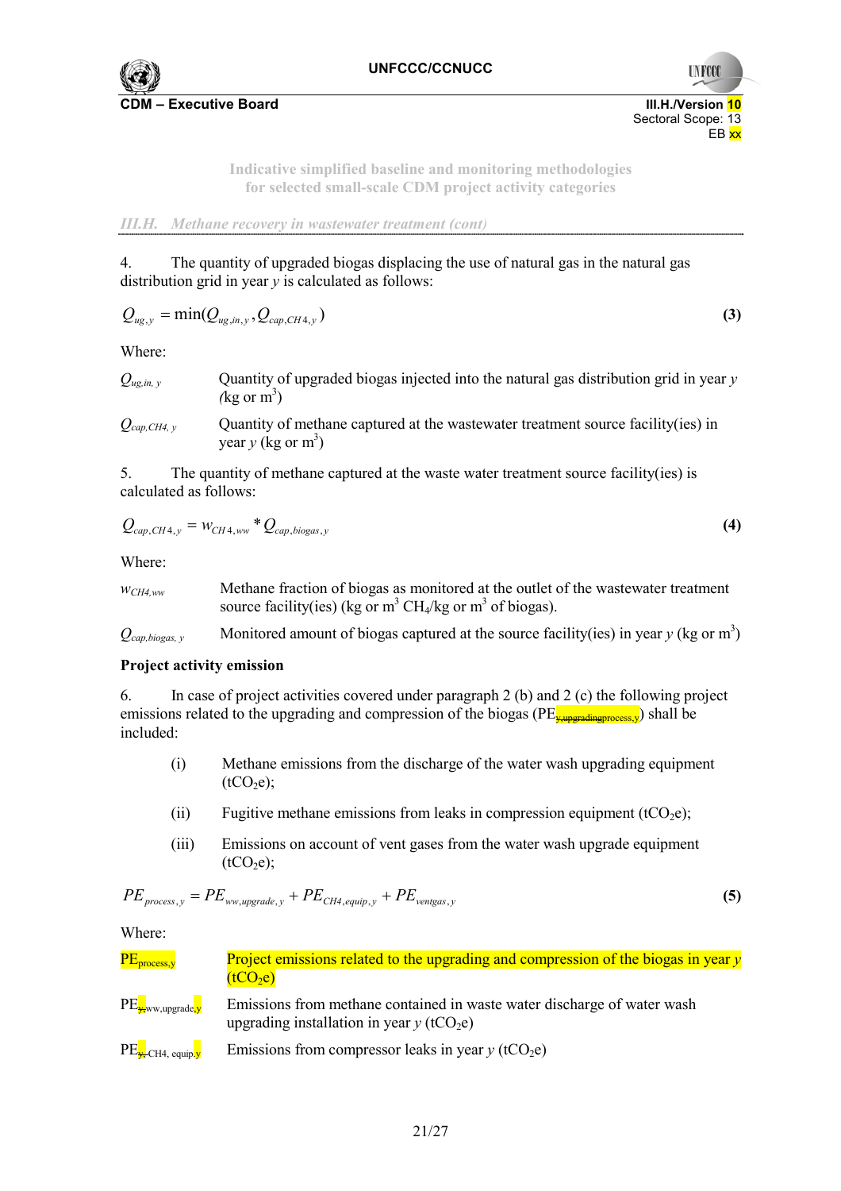*III.H. Methane recovery in wastewater treatment (cont)*

4. The quantity of upgraded biogas displacing the use of natural gas in the natural gas distribution grid in year *y* is calculated as follows:

$$Q_{ug,y} = \min(Q_{ug,in,y}, Q_{cap,CH4,y}) \tag{3}$$

Where:

| | |
|---|---|
| $Q_{ug,in,y}$ | Quantity of upgraded biogas injected into the natural gas distribution grid in year *y* (kg or $m^3$) |
| $Q_{cap,CH4,y}$ | Quantity of methane captured at the wastewater treatment source facility(ies) in year *y* (kg or $m^3$) |

5. The quantity of methane captured at the waste water treatment source facility(ies) is calculated as follows:

$$Q_{cap,CH4,y} = w_{CH4,ww} * Q_{cap,biogas,y} \tag{4}$$

Where:

| | |
|---|---|
| $w_{CH4,ww}$ | Methane fraction of biogas as monitored at the outlet of the wastewater treatment source facility(ies) (kg or $m^3$ $CH_4$/kg or $m^3$ of biogas). |
| $Q_{cap,biogas,y}$ | Monitored amount of biogas captured at the source facility(ies) in year *y* (kg or $m^3$) |

**Project activity emission**

6. In case of project activities covered under paragraph 2 (b) and 2 (c) the following project emissions related to the upgrading and compression of the biogas ($PE_{process,y}$) shall be included:

(i) Methane emissions from the discharge of the water wash upgrading equipment ($tCO_2e$);

(ii) Fugitive methane emissions from leaks in compression equipment ($tCO_2e$);

(iii) Emissions on account of vent gases from the water wash upgrade equipment ($tCO_2e$);

$$PE_{process,y} = PE_{ww,upgrade,y} + PE_{CH4,equip,y} + PE_{ventgas,y} \tag{5}$$

Where:

| | |
|---|---|
| $PE_{process,y}$ | Project emissions related to the upgrading and compression of the biogas in year *y* ($tCO_2e$) |
| $PE_{ww,upgrade,y}$ | Emissions from methane contained in waste water discharge of water wash upgrading installation in year *y* ($tCO_2e$) |
| $PE_{CH4,equip,y}$ | Emissions from compressor leaks in year *y* ($tCO_2e$) |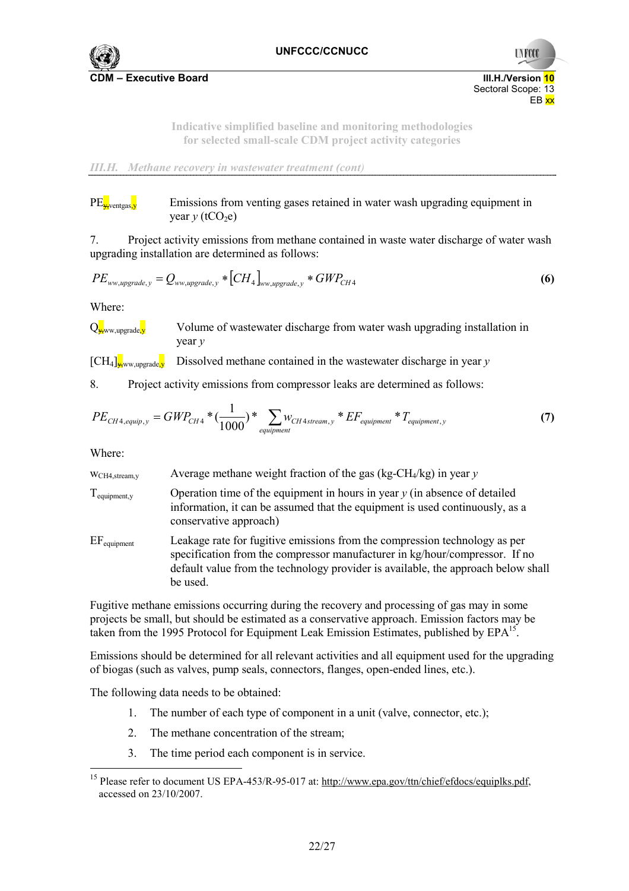*III.H. Methane recovery in wastewater treatment (cont)*

| | |
|---|---|
| $PE_{y,ventgas,y}$ | Emissions from venting gases retained in water wash upgrading equipment in year *y* ($tCO_2e$) |

7. Project activity emissions from methane contained in waste water discharge of water wash upgrading installation are determined as follows:

$$PE_{ww,upgrade,y} = Q_{ww,upgrade,y} * [CH_4]_{ww,upgrade,y} * GWP_{CH4} \quad \textbf{(6)}$$

Where:

| | |
|---|---|
| $Q_{y,ww,upgrade,y}$ | Volume of wastewater discharge from water wash upgrading installation in year *y* |
| $[CH_4]_{y,ww,upgrade,y}$ | Dissolved methane contained in the wastewater discharge in year *y* |

8. Project activity emissions from compressor leaks are determined as follows:

$$PE_{CH4,equip,y} = GWP_{CH4} * (\frac{1}{1000}) * \sum_{equipment} w_{CH4stream,y} * EF_{equipment} * T_{equipment,y} \quad \textbf{(7)}$$

Where:

| | |
|---|---|
| $w_{CH4,stream,y}$ | Average methane weight fraction of the gas (kg-$CH_4$/kg) in year *y* |
| $T_{equipment,y}$ | Operation time of the equipment in hours in year *y* (in absence of detailed information, it can be assumed that the equipment is used continuously, as a conservative approach) |
| $EF_{equipment}$ | Leakage rate for fugitive emissions from the compression technology as per specification from the compressor manufacturer in kg/hour/compressor. If no default value from the technology provider is available, the approach below shall be used. |

Fugitive methane emissions occurring during the recovery and processing of gas may in some projects be small, but should be estimated as a conservative approach. Emission factors may be taken from the 1995 Protocol for Equipment Leak Emission Estimates, published by EPA[15].

Emissions should be determined for all relevant activities and all equipment used for the upgrading of biogas (such as valves, pump seals, connectors, flanges, open-ended lines, etc.).

The following data needs to be obtained:

1. The number of each type of component in a unit (valve, connector, etc.);
2. The methane concentration of the stream;
3. The time period each component is in service.

---

[15] Please refer to document US EPA-453/R-95-017 at: http://www.epa.gov/ttn/chief/efdocs/equiplks.pdf, accessed on 23/10/2007.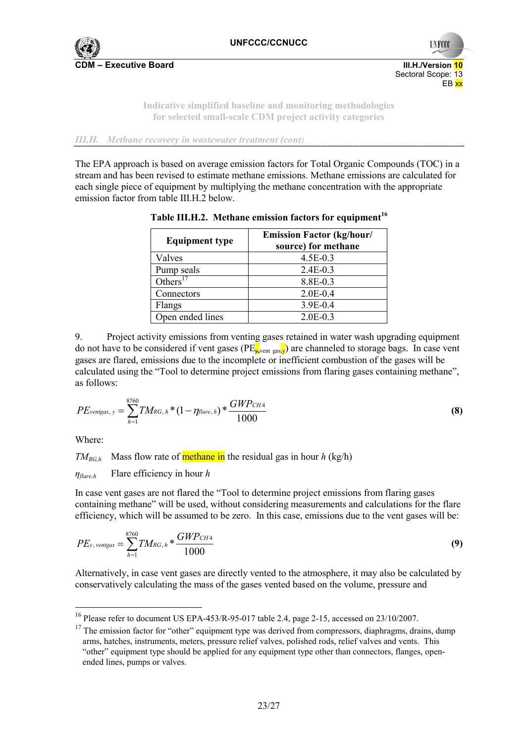Indicative simplified baseline and monitoring methodologies for selected small-scale CDM project activity categories

*III.H. Methane recovery in wastewater treatment (cont)*

The EPA approach is based on average emission factors for Total Organic Compounds (TOC) in a stream and has been revised to estimate methane emissions. Methane emissions are calculated for each single piece of equipment by multiplying the methane concentration with the appropriate emission factor from table III.H.2 below.

**Table III.H.2. Methane emission factors for equipment[16]**

| Equipment type | Emission Factor (kg/hour/ source) for methane |
|---|---|
| Valves | 4.5E-0.3 |
| Pump seals | 2.4E-0.3 |
| Others[17] | 8.8E-0.3 |
| Connectors | 2.0E-0.4 |
| Flanges | 3.9E-0.4 |
| Open ended lines | 2.0E-0.3 |

9. Project activity emissions from venting gases retained in water wash upgrading equipment do not have to be considered if vent gases ($PE_{y,vent\ gas,y}$) are channeled to storage bags. In case vent gases are flared, emissions due to the incomplete or inefficient combustion of the gases will be calculated using the "Tool to determine project emissions from flaring gases containing methane", as follows:

$$PE_{ventgas,y} = \sum_{h=1}^{8760} TM_{RG,h} * (1 - \eta_{flare,h}) * \frac{GWP_{CH4}}{1000} \tag{8}$$

Where:

$TM_{RG,h}$ Mass flow rate of methane in the residual gas in hour $h$ (kg/h)

$\eta_{flare,h}$ Flare efficiency in hour $h$

In case vent gases are not flared the "Tool to determine project emissions from flaring gases containing methane" will be used, without considering measurements and calculations for the flare efficiency, which will be assumed to be zero. In this case, emissions due to the vent gases will be:

$$PE_{y,ventgas} = \sum_{h=1}^{8760} TM_{RG,h} * \frac{GWP_{CH4}}{1000} \tag{9}$$

Alternatively, in case vent gases are directly vented to the atmosphere, it may also be calculated by conservatively calculating the mass of the gases vented based on the volume, pressure and

[16] Please refer to document US EPA-453/R-95-017 table 2.4, page 2-15, accessed on 23/10/2007.

[17] The emission factor for "other" equipment type was derived from compressors, diaphragms, drains, dump arms, hatches, instruments, meters, pressure relief valves, polished rods, relief valves and vents. This "other" equipment type should be applied for any equipment type other than connectors, flanges, open-ended lines, pumps or valves.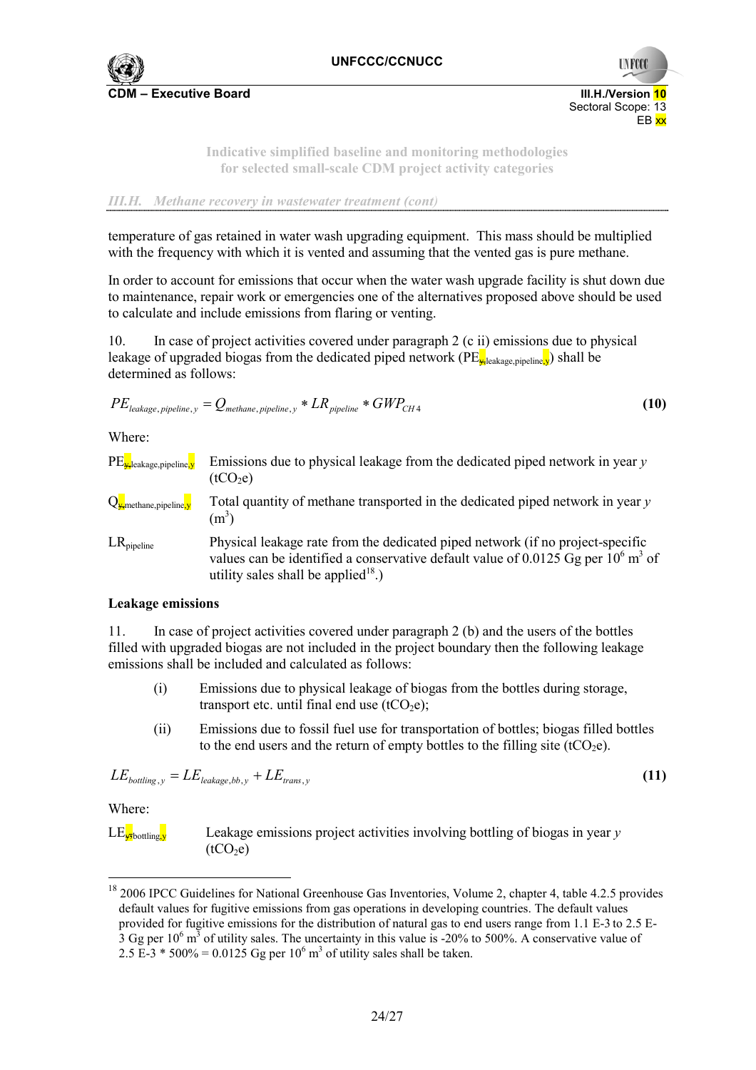temperature of gas retained in water wash upgrading equipment. This mass should be multiplied with the frequency with which it is vented and assuming that the vented gas is pure methane.

In order to account for emissions that occur when the water wash upgrade facility is shut down due to maintenance, repair work or emergencies one of the alternatives proposed above should be used to calculate and include emissions from flaring or venting.

10. In case of project activities covered under paragraph 2 (c ii) emissions due to physical leakage of upgraded biogas from the dedicated piped network ($PE_{y,leakage,pipeline,y}$) shall be determined as follows:

$$PE_{leakage,pipeline,y} = Q_{methane,pipeline,y} * LR_{pipeline} * GWP_{CH4} \quad \textbf{(10)}$$

Where:

| | |
|---|---|
| $PE_{y,leakage,pipeline,y}$ | Emissions due to physical leakage from the dedicated piped network in year *y* ($tCO_2e$) |
| $Q_{y,methane,pipeline,y}$ | Total quantity of methane transported in the dedicated piped network in year *y* ($m^3$) |
| $LR_{pipeline}$ | Physical leakage rate from the dedicated piped network (if no project-specific values can be identified a conservative default value of 0.0125 Gg per $10^6$ $m^3$ of utility sales shall be applied[18].) |

**Leakage emissions**

11. In case of project activities covered under paragraph 2 (b) and the users of the bottles filled with upgraded biogas are not included in the project boundary then the following leakage emissions shall be included and calculated as follows:

(i) Emissions due to physical leakage of biogas from the bottles during storage, transport etc. until final end use ($tCO_2e$);

(ii) Emissions due to fossil fuel use for transportation of bottles; biogas filled bottles to the end users and the return of empty bottles to the filling site ($tCO_2e$).

$$LE_{bottling,y} = LE_{leakage,bb,y} + LE_{trans,y} \quad \textbf{(11)}$$

Where:

| | |
|---|---|
| $LE_{y,bottling,y}$ | Leakage emissions project activities involving bottling of biogas in year *y* ($tCO_2e$) |

[18] 2006 IPCC Guidelines for National Greenhouse Gas Inventories, Volume 2, chapter 4, table 4.2.5 provides default values for fugitive emissions from gas operations in developing countries. The default values provided for fugitive emissions for the distribution of natural gas to end users range from 1.1 E-3 to 2.5 E-3 Gg per $10^6$ $m^3$ of utility sales. The uncertainty in this value is -20% to 500%. A conservative value of 2.5 E-3 * 500% = 0.0125 Gg per $10^6$ $m^3$ of utility sales shall be taken.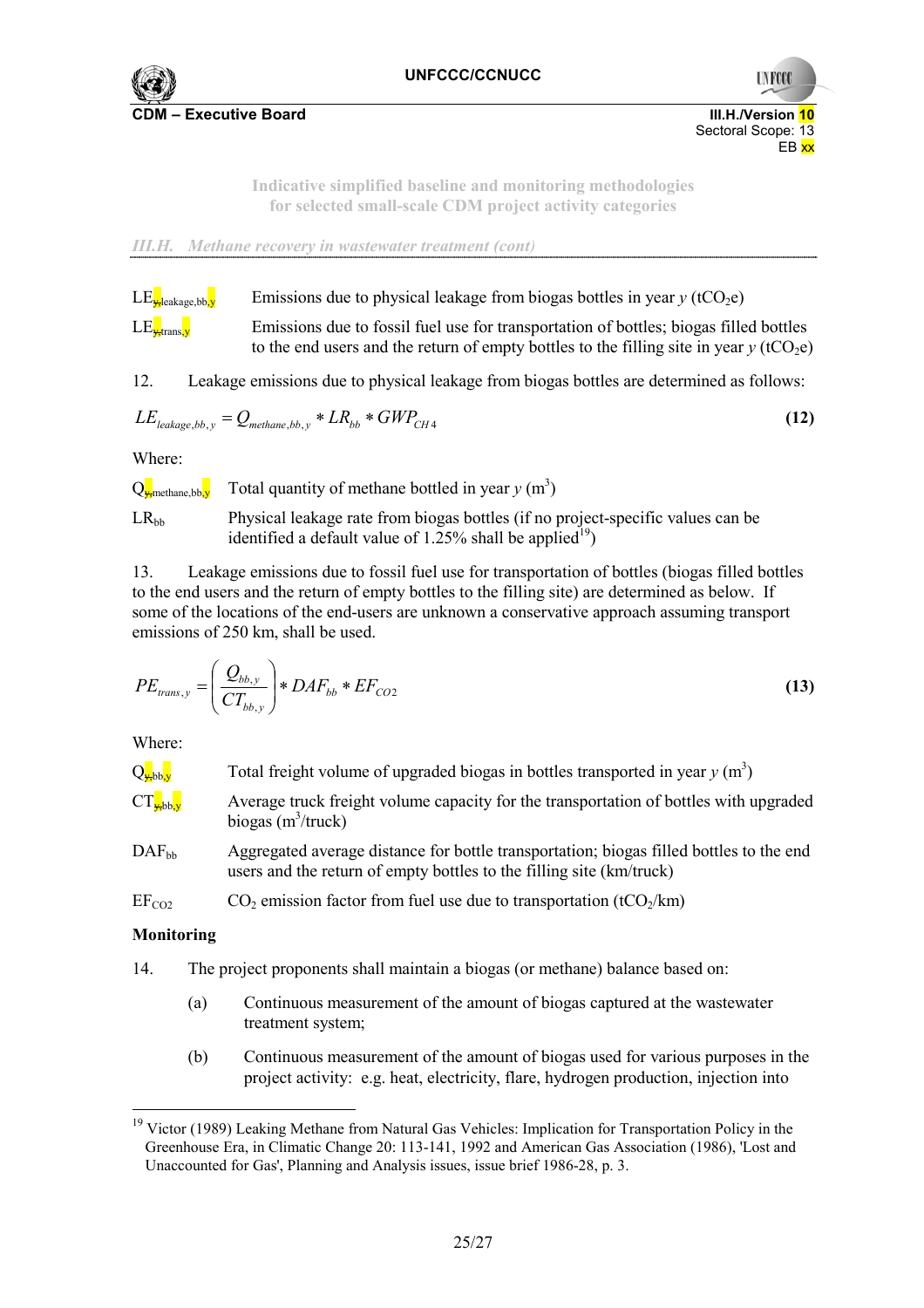$LE_{y,leakage,bb,y}$ Emissions due to physical leakage from biogas bottles in year *y* ($tCO_2e$)

$LE_{y,trans,y}$ Emissions due to fossil fuel use for transportation of bottles; biogas filled bottles to the end users and the return of empty bottles to the filling site in year *y* ($tCO_2e$)

12. Leakage emissions due to physical leakage from biogas bottles are determined as follows:

$$LE_{leakage,bb,y} = Q_{methane,bb,y} * LR_{bb} * GWP_{CH4} \quad (12)$$

Where:

$Q_{y,methane,bb,y}$ Total quantity of methane bottled in year *y* ($m^3$)

$LR_{bb}$ Physical leakage rate from biogas bottles (if no project-specific values can be identified a default value of 1.25% shall be applied[19])

13. Leakage emissions due to fossil fuel use for transportation of bottles (biogas filled bottles to the end users and the return of empty bottles to the filling site) are determined as below. If some of the locations of the end-users are unknown a conservative approach assuming transport emissions of 250 km, shall be used.

$$PE_{trans,y} = \left( \frac{Q_{bb,y}}{CT_{bb,y}} \right) * DAF_{bb} * EF_{CO2} \quad (13)$$

Where:

$Q_{y,bb,y}$ Total freight volume of upgraded biogas in bottles transported in year *y* ($m^3$)

$CT_{y,bb,y}$ Average truck freight volume capacity for the transportation of bottles with upgraded biogas ($m^3$/truck)

$DAF_{bb}$ Aggregated average distance for bottle transportation; biogas filled bottles to the end users and the return of empty bottles to the filling site (km/truck)

$EF_{CO2}$ $CO_2$ emission factor from fuel use due to transportation ($tCO_2$/km)

**Monitoring**

14. The project proponents shall maintain a biogas (or methane) balance based on:

(a) Continuous measurement of the amount of biogas captured at the wastewater treatment system;

(b) Continuous measurement of the amount of biogas used for various purposes in the project activity: e.g. heat, electricity, flare, hydrogen production, injection into

---

[19] Victor (1989) Leaking Methane from Natural Gas Vehicles: Implication for Transportation Policy in the Greenhouse Era, in Climatic Change 20: 113-141, 1992 and American Gas Association (1986), 'Lost and Unaccounted for Gas', Planning and Analysis issues, issue brief 1986-28, p. 3.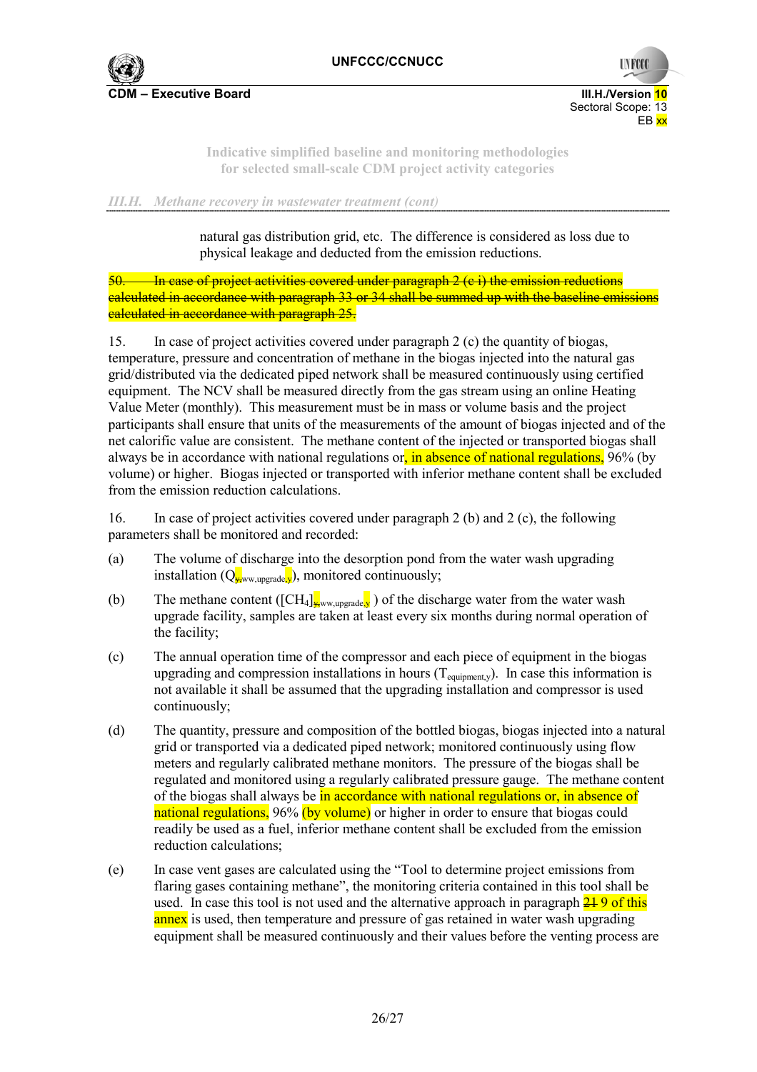natural gas distribution grid, etc. The difference is considered as loss due to physical leakage and deducted from the emission reductions.

~~50. In case of project activities covered under paragraph 2 (c i) the emission reductions calculated in accordance with paragraph 33 or 34 shall be summed up with the baseline emissions calculated in accordance with paragraph 25.~~

15. In case of project activities covered under paragraph 2 (c) the quantity of biogas, temperature, pressure and concentration of methane in the biogas injected into the natural gas grid/distributed via the dedicated piped network shall be measured continuously using certified equipment. The NCV shall be measured directly from the gas stream using an online Heating Value Meter (monthly). This measurement must be in mass or volume basis and the project participants shall ensure that units of the measurements of the amount of biogas injected and of the net calorific value are consistent. The methane content of the injected or transported biogas shall always be in accordance with national regulations or, in absence of national regulations, 96% (by volume) or higher. Biogas injected or transported with inferior methane content shall be excluded from the emission reduction calculations.

16. In case of project activities covered under paragraph 2 (b) and 2 (c), the following parameters shall be monitored and recorded:

(a) The volume of discharge into the desorption pond from the water wash upgrading installation ($Q_{~~y,~~ww,upgrade,y}$), monitored continuously;

(b) The methane content ($[CH_4]_{~~y,~~ww,upgrade,y}$ ) of the discharge water from the water wash upgrade facility, samples are taken at least every six months during normal operation of the facility;

(c) The annual operation time of the compressor and each piece of equipment in the biogas upgrading and compression installations in hours ($T_{equipment,y}$). In case this information is not available it shall be assumed that the upgrading installation and compressor is used continuously;

(d) The quantity, pressure and composition of the bottled biogas, biogas injected into a natural grid or transported via a dedicated piped network; monitored continuously using flow meters and regularly calibrated methane monitors. The pressure of the biogas shall be regulated and monitored using a regularly calibrated pressure gauge. The methane content of the biogas shall always be in accordance with national regulations or, in absence of national regulations, 96% (by volume) or higher in order to ensure that biogas could readily be used as a fuel, inferior methane content shall be excluded from the emission reduction calculations;

(e) In case vent gases are calculated using the "Tool to determine project emissions from flaring gases containing methane", the monitoring criteria contained in this tool shall be used. In case this tool is not used and the alternative approach in paragraph ~~21~~ 9 of this annex is used, then temperature and pressure of gas retained in water wash upgrading equipment shall be measured continuously and their values before the venting process are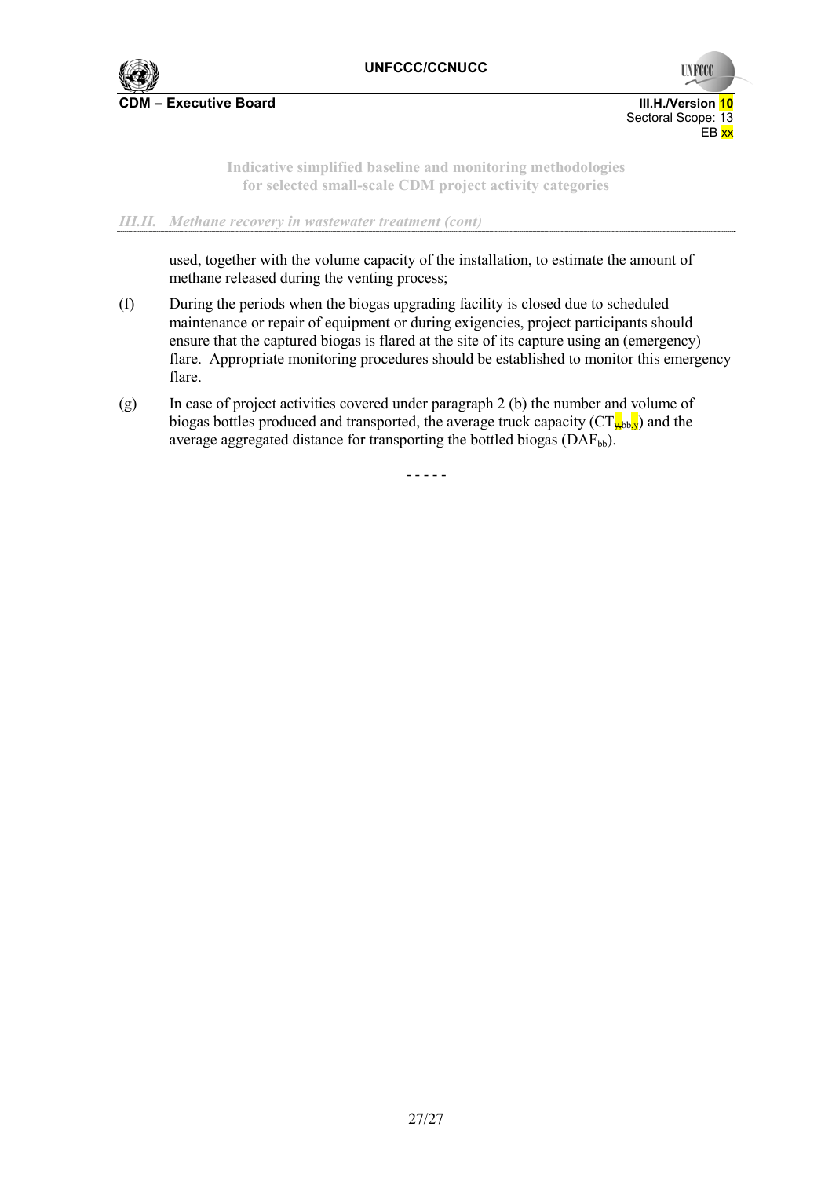used, together with the volume capacity of the installation, to estimate the amount of methane released during the venting process;

(f) During the periods when the biogas upgrading facility is closed due to scheduled maintenance or repair of equipment or during exigencies, project participants should ensure that the captured biogas is flared at the site of its capture using an (emergency) flare. Appropriate monitoring procedures should be established to monitor this emergency flare.

(g) In case of project activities covered under paragraph 2 (b) the number and volume of biogas bottles produced and transported, the average truck capacity ($CT_{y,bb,y}$) and the average aggregated distance for transporting the bottled biogas ($DAF_{bb}$).

- - - - -